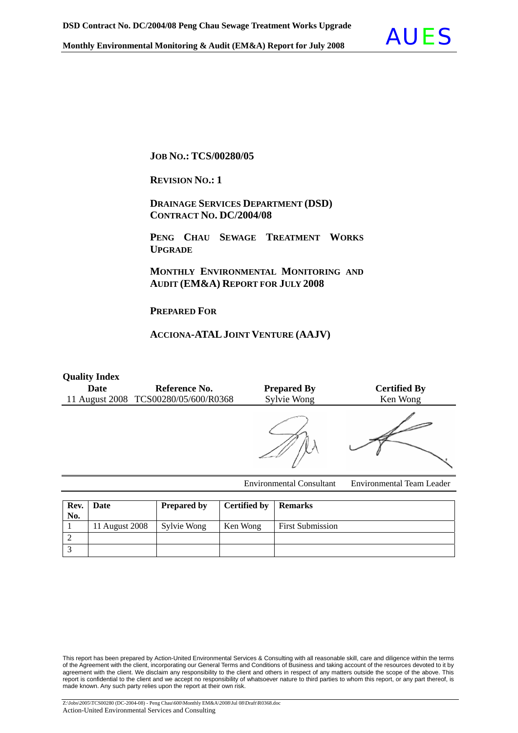**JOB NO.: TCS/00280/05**

**REVISION NO.: 1**

**DRAINAGE SERVICES DEPARTMENT (DSD)**
**CONTRACT NO. DC/2004/08**

**PENG CHAU SEWAGE TREATMENT WORKS UPGRADE**

**MONTHLY ENVIRONMENTAL MONITORING AND AUDIT (EM&A) REPORT FOR JULY 2008**

**PREPARED FOR**

**ACCIONA-ATAL JOINT VENTURE (AAJV)**

**Quality Index**

| Date | Reference No. | Prepared By | Certified By |
|---|---|---|---|
| 11 August 2008 | TCS00280/05/600/R0368 | Sylvie Wong | Ken Wong |
| | | Environmental Consultant | Environmental Team Leader |

| Rev. No. | Date | Prepared by | Certified by | Remarks |
|---|---|---|---|---|
| 1 | 11 August 2008 | Sylvie Wong | Ken Wong | First Submission |
| 2 | | | | |
| 3 | | | | |

This report has been prepared by Action-United Environmental Services & Consulting with all reasonable skill, care and diligence within the terms of the Agreement with the client, incorporating our General Terms and Conditions of Business and taking account of the resources devoted to it by agreement with the client. We disclaim any responsibility to the client and others in respect of any matters outside the scope of the above. This report is confidential to the client and we accept no responsibility of whatsoever nature to third parties to whom this report, or any part thereof, is made known. Any such party relies upon the report at their own risk.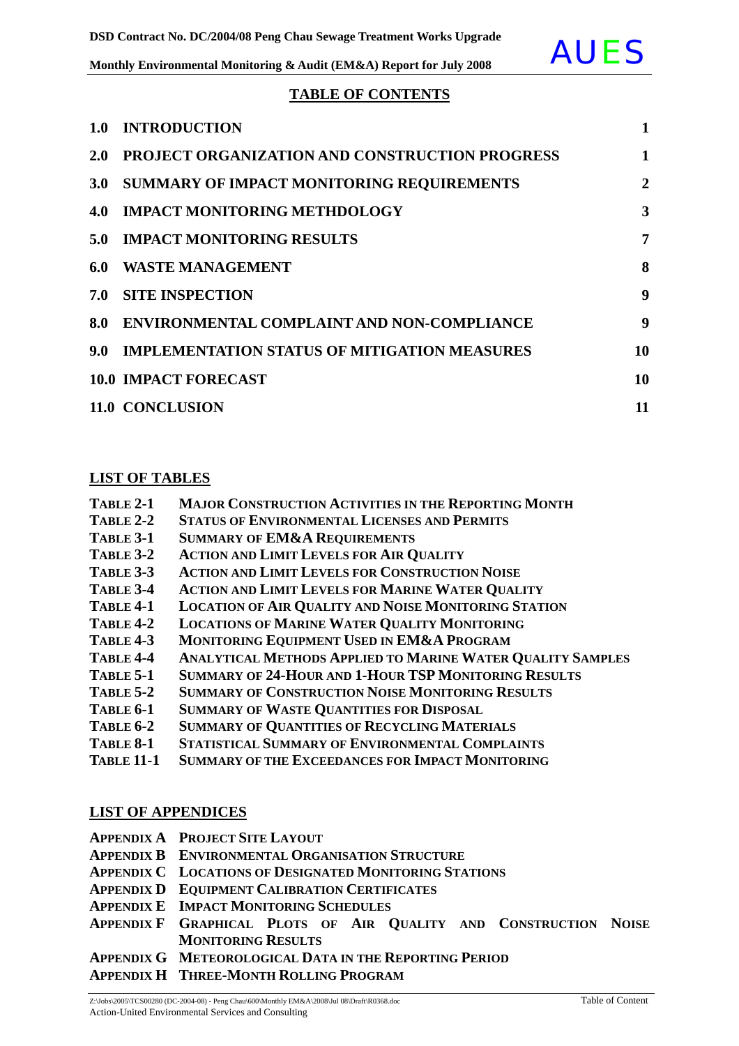## TABLE OF CONTENTS

| | | |
|---|---|---|
| 1.0 | INTRODUCTION | 1 |
| 2.0 | PROJECT ORGANIZATION AND CONSTRUCTION PROGRESS | 1 |
| 3.0 | SUMMARY OF IMPACT MONITORING REQUIREMENTS | 2 |
| 4.0 | IMPACT MONITORING METHDOLOGY | 3 |
| 5.0 | IMPACT MONITORING RESULTS | 7 |
| 6.0 | WASTE MANAGEMENT | 8 |
| 7.0 | SITE INSPECTION | 9 |
| 8.0 | ENVIRONMENTAL COMPLAINT AND NON-COMPLIANCE | 9 |
| 9.0 | IMPLEMENTATION STATUS OF MITIGATION MEASURES | 10 |
| 10.0 | IMPACT FORECAST | 10 |
| 11.0 | CONCLUSION | 11 |

## LIST OF TABLES

- **TABLE 2-1** MAJOR CONSTRUCTION ACTIVITIES IN THE REPORTING MONTH
- **TABLE 2-2** STATUS OF ENVIRONMENTAL LICENSES AND PERMITS
- **TABLE 3-1** SUMMARY OF EM&A REQUIREMENTS
- **TABLE 3-2** ACTION AND LIMIT LEVELS FOR AIR QUALITY
- **TABLE 3-3** ACTION AND LIMIT LEVELS FOR CONSTRUCTION NOISE
- **TABLE 3-4** ACTION AND LIMIT LEVELS FOR MARINE WATER QUALITY
- **TABLE 4-1** LOCATION OF AIR QUALITY AND NOISE MONITORING STATION
- **TABLE 4-2** LOCATIONS OF MARINE WATER QUALITY MONITORING
- **TABLE 4-3** MONITORING EQUIPMENT USED IN EM&A PROGRAM
- **TABLE 4-4** ANALYTICAL METHODS APPLIED TO MARINE WATER QUALITY SAMPLES
- **TABLE 5-1** SUMMARY OF 24-HOUR AND 1-HOUR TSP MONITORING RESULTS
- **TABLE 5-2** SUMMARY OF CONSTRUCTION NOISE MONITORING RESULTS
- **TABLE 6-1** SUMMARY OF WASTE QUANTITIES FOR DISPOSAL
- **TABLE 6-2** SUMMARY OF QUANTITIES OF RECYCLING MATERIALS
- **TABLE 8-1** STATISTICAL SUMMARY OF ENVIRONMENTAL COMPLAINTS
- **TABLE 11-1** SUMMARY OF THE EXCEEDANCES FOR IMPACT MONITORING

## LIST OF APPENDICES

- **APPENDIX A** PROJECT SITE LAYOUT
- **APPENDIX B** ENVIRONMENTAL ORGANISATION STRUCTURE
- **APPENDIX C** LOCATIONS OF DESIGNATED MONITORING STATIONS
- **APPENDIX D** EQUIPMENT CALIBRATION CERTIFICATES
- **APPENDIX E** IMPACT MONITORING SCHEDULES
- **APPENDIX F** GRAPHICAL PLOTS OF AIR QUALITY AND CONSTRUCTION NOISE MONITORING RESULTS
- **APPENDIX G** METEOROLOGICAL DATA IN THE REPORTING PERIOD
- **APPENDIX H** THREE-MONTH ROLLING PROGRAM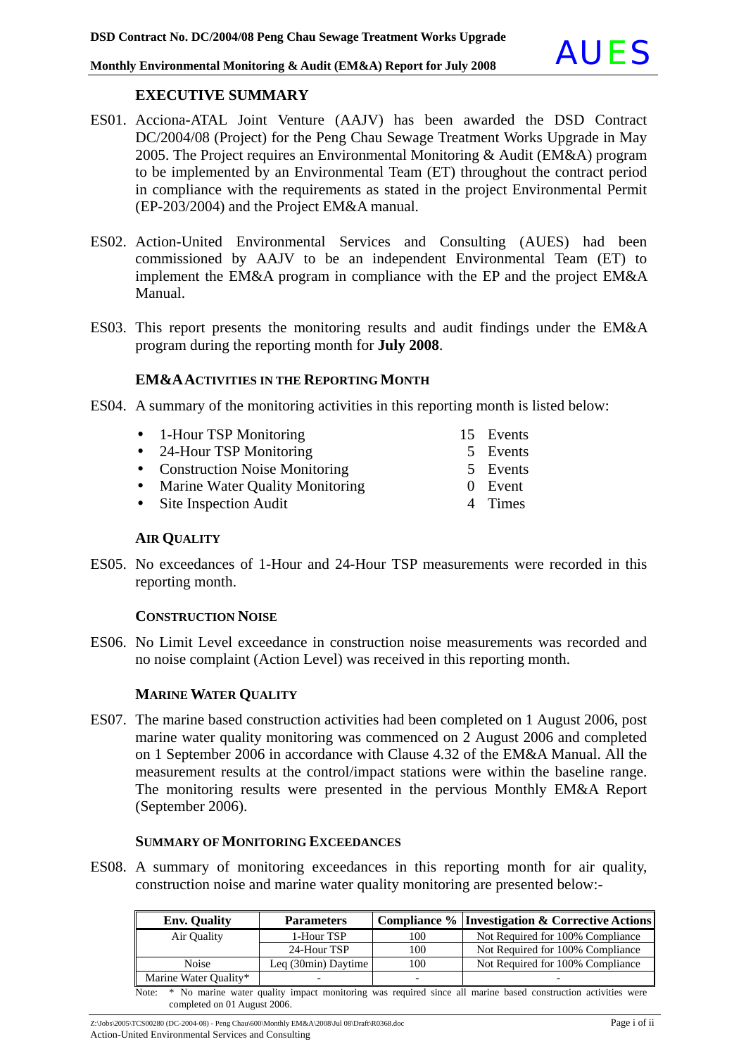# EXECUTIVE SUMMARY

ES01. Acciona-ATAL Joint Venture (AAJV) has been awarded the DSD Contract DC/2004/08 (Project) for the Peng Chau Sewage Treatment Works Upgrade in May 2005. The Project requires an Environmental Monitoring & Audit (EM&A) program to be implemented by an Environmental Team (ET) throughout the contract period in compliance with the requirements as stated in the project Environmental Permit (EP-203/2004) and the Project EM&A manual.

ES02. Action-United Environmental Services and Consulting (AUES) had been commissioned by AAJV to be an independent Environmental Team (ET) to implement the EM&A program in compliance with the EP and the project EM&A Manual.

ES03. This report presents the monitoring results and audit findings under the EM&A program during the reporting month for **July 2008**.

## EM&A ACTIVITIES IN THE REPORTING MONTH

ES04. A summary of the monitoring activities in this reporting month is listed below:

- 1-Hour TSP Monitoring — 15 Events
- 24-Hour TSP Monitoring — 5 Events
- Construction Noise Monitoring — 5 Events
- Marine Water Quality Monitoring — 0 Event
- Site Inspection Audit — 4 Times

## AIR QUALITY

ES05. No exceedances of 1-Hour and 24-Hour TSP measurements were recorded in this reporting month.

## CONSTRUCTION NOISE

ES06. No Limit Level exceedance in construction noise measurements was recorded and no noise complaint (Action Level) was received in this reporting month.

## MARINE WATER QUALITY

ES07. The marine based construction activities had been completed on 1 August 2006, post marine water quality monitoring was commenced on 2 August 2006 and completed on 1 September 2006 in accordance with Clause 4.32 of the EM&A Manual. All the measurement results at the control/impact stations were within the baseline range. The monitoring results were presented in the pervious Monthly EM&A Report (September 2006).

## SUMMARY OF MONITORING EXCEEDANCES

ES08. A summary of monitoring exceedances in this reporting month for air quality, construction noise and marine water quality monitoring are presented below:-

| Env. Quality | Parameters | Compliance % | Investigation & Corrective Actions |
|---|---|---|---|
| Air Quality | 1-Hour TSP | 100 | Not Required for 100% Compliance |
| | 24-Hour TSP | 100 | Not Required for 100% Compliance |
| Noise | Leq (30min) Daytime | 100 | Not Required for 100% Compliance |
| Marine Water Quality* | - | - | - |

Note: * No marine water quality impact monitoring was required since all marine based construction activities were completed on 01 August 2006.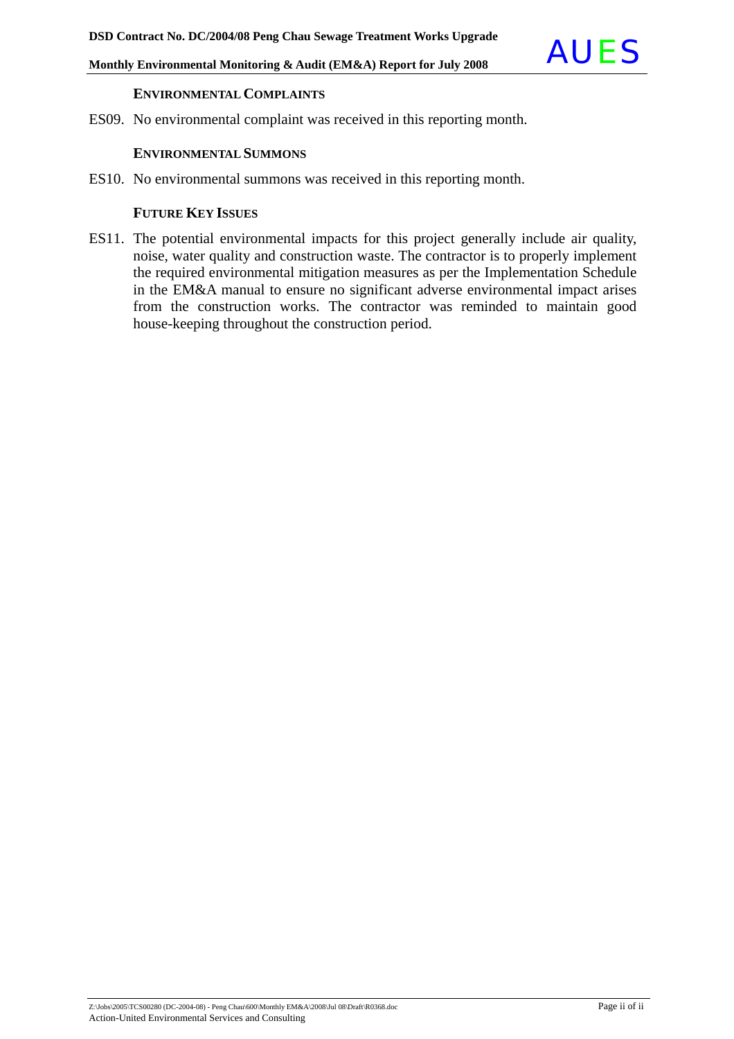### Environmental Complaints

ES09. No environmental complaint was received in this reporting month.

### Environmental Summons

ES10. No environmental summons was received in this reporting month.

### Future Key Issues

ES11. The potential environmental impacts for this project generally include air quality, noise, water quality and construction waste. The contractor is to properly implement the required environmental mitigation measures as per the Implementation Schedule in the EM&A manual to ensure no significant adverse environmental impact arises from the construction works. The contractor was reminded to maintain good house-keeping throughout the construction period.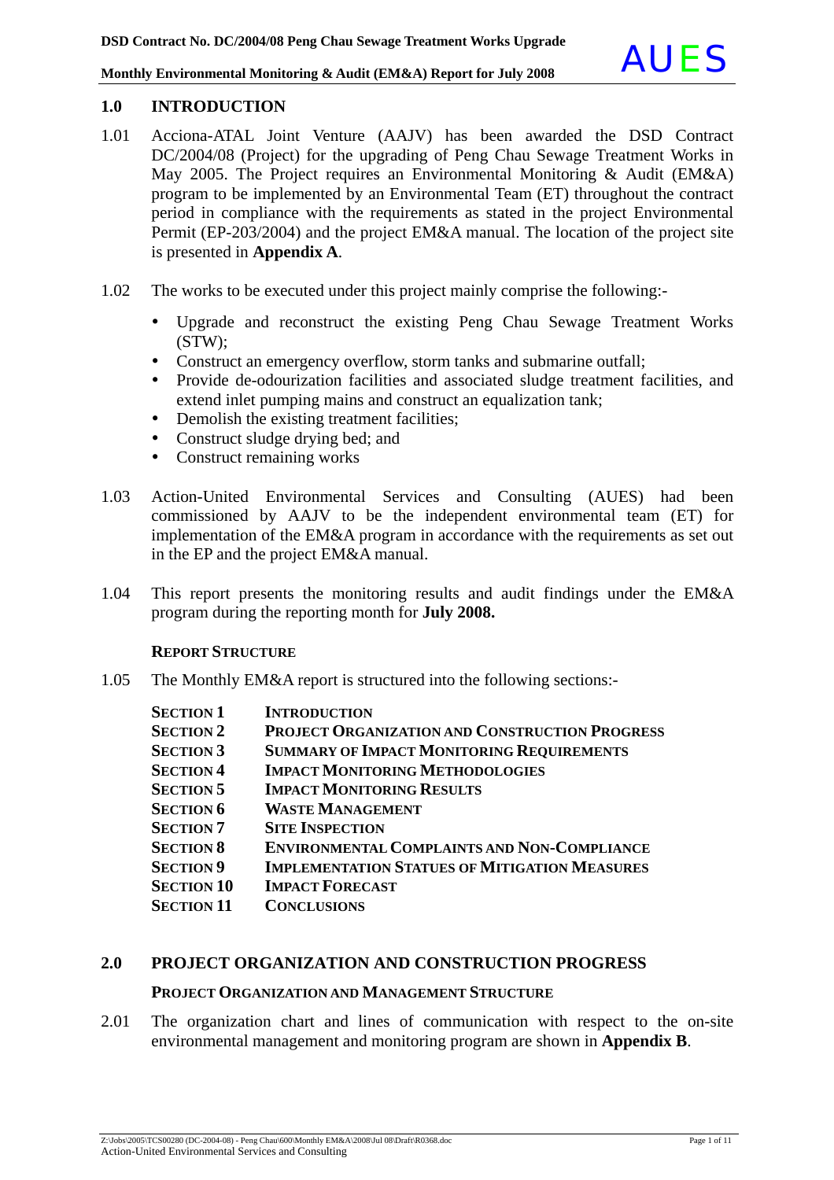## 1.0 INTRODUCTION

1.01 Acciona-ATAL Joint Venture (AAJV) has been awarded the DSD Contract DC/2004/08 (Project) for the upgrading of Peng Chau Sewage Treatment Works in May 2005. The Project requires an Environmental Monitoring & Audit (EM&A) program to be implemented by an Environmental Team (ET) throughout the contract period in compliance with the requirements as stated in the project Environmental Permit (EP-203/2004) and the project EM&A manual. The location of the project site is presented in **Appendix A**.

1.02 The works to be executed under this project mainly comprise the following:-

- Upgrade and reconstruct the existing Peng Chau Sewage Treatment Works (STW);
- Construct an emergency overflow, storm tanks and submarine outfall;
- Provide de-odourization facilities and associated sludge treatment facilities, and extend inlet pumping mains and construct an equalization tank;
- Demolish the existing treatment facilities;
- Construct sludge drying bed; and
- Construct remaining works

1.03 Action-United Environmental Services and Consulting (AUES) had been commissioned by AAJV to be the independent environmental team (ET) for implementation of the EM&A program in accordance with the requirements as set out in the EP and the project EM&A manual.

1.04 This report presents the monitoring results and audit findings under the EM&A program during the reporting month for **July 2008.**

### REPORT STRUCTURE

1.05 The Monthly EM&A report is structured into the following sections:-

| | |
|---|---|
| **SECTION 1** | **INTRODUCTION** |
| **SECTION 2** | **PROJECT ORGANIZATION AND CONSTRUCTION PROGRESS** |
| **SECTION 3** | **SUMMARY OF IMPACT MONITORING REQUIREMENTS** |
| **SECTION 4** | **IMPACT MONITORING METHODOLOGIES** |
| **SECTION 5** | **IMPACT MONITORING RESULTS** |
| **SECTION 6** | **WASTE MANAGEMENT** |
| **SECTION 7** | **SITE INSPECTION** |
| **SECTION 8** | **ENVIRONMENTAL COMPLAINTS AND NON-COMPLIANCE** |
| **SECTION 9** | **IMPLEMENTATION STATUES OF MITIGATION MEASURES** |
| **SECTION 10** | **IMPACT FORECAST** |
| **SECTION 11** | **CONCLUSIONS** |

## 2.0 PROJECT ORGANIZATION AND CONSTRUCTION PROGRESS

### PROJECT ORGANIZATION AND MANAGEMENT STRUCTURE

2.01 The organization chart and lines of communication with respect to the on-site environmental management and monitoring program are shown in **Appendix B**.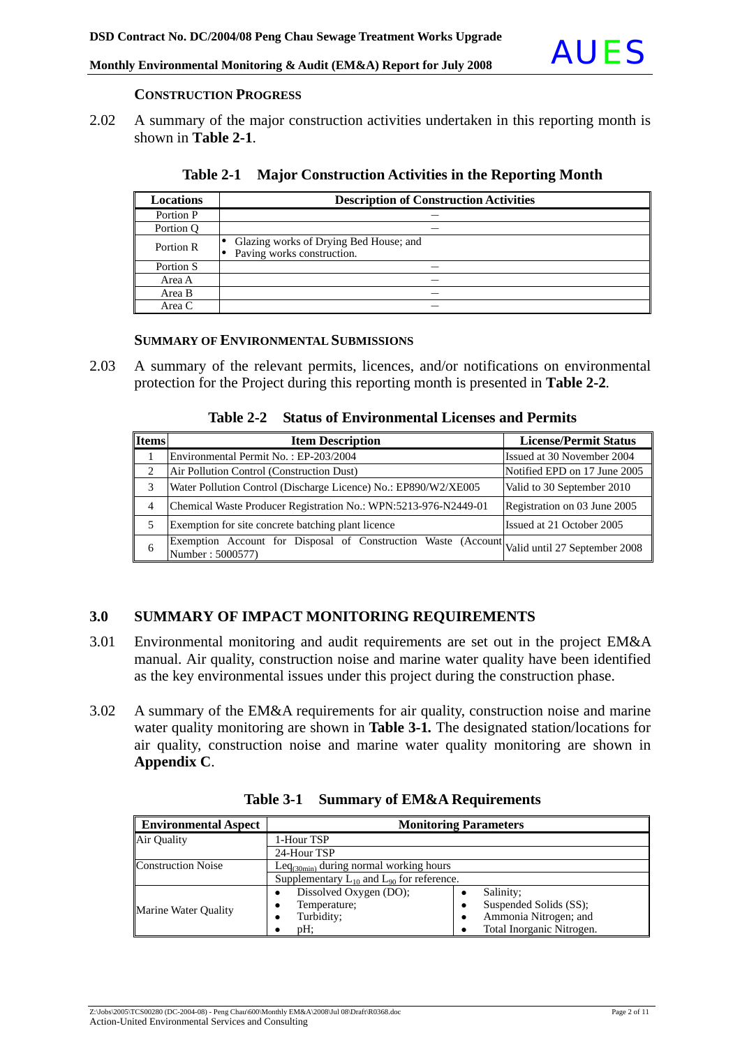**CONSTRUCTION PROGRESS**

2.02 A summary of the major construction activities undertaken in this reporting month is shown in **Table 2-1**.

**Table 2-1 Major Construction Activities in the Reporting Month**

| Locations | Description of Construction Activities |
|---|---|
| Portion P | – |
| Portion Q | – |
| Portion R | • Glazing works of Drying Bed House; and<br>• Paving works construction. |
| Portion S | – |
| Area A | – |
| Area B | – |
| Area C | – |

**SUMMARY OF ENVIRONMENTAL SUBMISSIONS**

2.03 A summary of the relevant permits, licences, and/or notifications on environmental protection for the Project during this reporting month is presented in **Table 2-2**.

**Table 2-2 Status of Environmental Licenses and Permits**

| Items | Item Description | License/Permit Status |
|---|---|---|
| 1 | Environmental Permit No. : EP-203/2004 | Issued at 30 November 2004 |
| 2 | Air Pollution Control (Construction Dust) | Notified EPD on 17 June 2005 |
| 3 | Water Pollution Control (Discharge Licence) No.: EP890/W2/XE005 | Valid to 30 September 2010 |
| 4 | Chemical Waste Producer Registration No.: WPN:5213-976-N2449-01 | Registration on 03 June 2005 |
| 5 | Exemption for site concrete batching plant licence | Issued at 21 October 2005 |
| 6 | Exemption Account for Disposal of Construction Waste (Account Number : 5000577) | Valid until 27 September 2008 |

## 3.0 SUMMARY OF IMPACT MONITORING REQUIREMENTS

3.01 Environmental monitoring and audit requirements are set out in the project EM&A manual. Air quality, construction noise and marine water quality have been identified as the key environmental issues under this project during the construction phase.

3.02 A summary of the EM&A requirements for air quality, construction noise and marine water quality monitoring are shown in **Table 3-1.** The designated station/locations for air quality, construction noise and marine water quality monitoring are shown in **Appendix C**.

**Table 3-1 Summary of EM&A Requirements**

| Environmental Aspect | Monitoring Parameters | |
|---|---|---|
| Air Quality | 1-Hour TSP | |
| | 24-Hour TSP | |
| Construction Noise | $Leq_{(30min)}$ during normal working hours | |
| | Supplementary $L_{10}$ and $L_{90}$ for reference. | |
| Marine Water Quality | • Dissolved Oxygen (DO);<br>• Temperature;<br>• Turbidity;<br>• pH; | • Salinity;<br>• Suspended Solids (SS);<br>• Ammonia Nitrogen; and<br>• Total Inorganic Nitrogen. |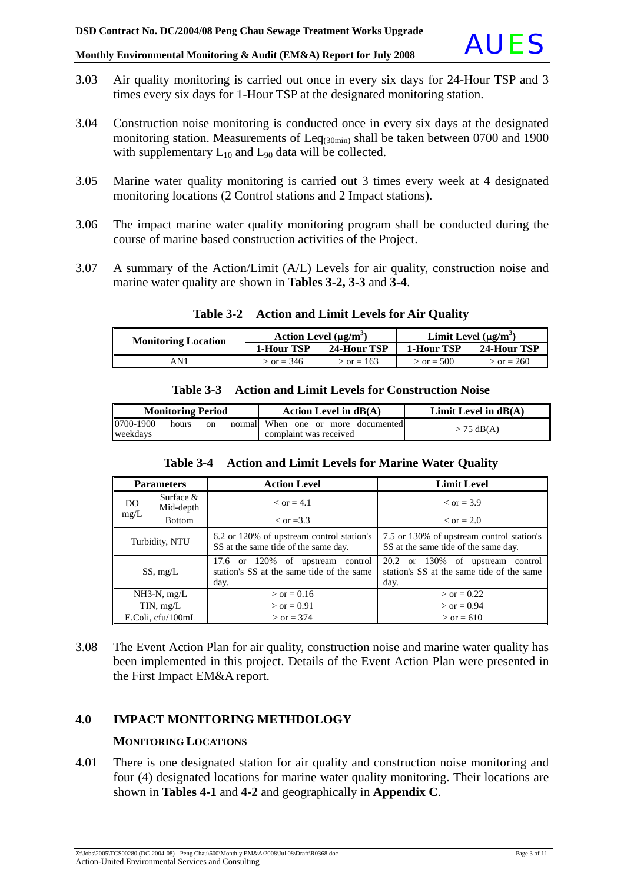3.03 Air quality monitoring is carried out once in every six days for 24-Hour TSP and 3 times every six days for 1-Hour TSP at the designated monitoring station.

3.04 Construction noise monitoring is conducted once in every six days at the designated monitoring station. Measurements of $Leq_{(30min)}$ shall be taken between 0700 and 1900 with supplementary $L_{10}$ and $L_{90}$ data will be collected.

3.05 Marine water quality monitoring is carried out 3 times every week at 4 designated monitoring locations (2 Control stations and 2 Impact stations).

3.06 The impact marine water quality monitoring program shall be conducted during the course of marine based construction activities of the Project.

3.07 A summary of the Action/Limit (A/L) Levels for air quality, construction noise and marine water quality are shown in **Tables 3-2, 3-3** and **3-4**.

**Table 3-2 Action and Limit Levels for Air Quality**

| Monitoring Location | Action Level (μg/m$^3$) | | Limit Level (μg/m$^3$) | |
|---|---|---|---|---|
| | 1-Hour TSP | 24-Hour TSP | 1-Hour TSP | 24-Hour TSP |
| AN1 | > or = 346 | > or = 163 | > or = 500 | > or = 260 |

**Table 3-3 Action and Limit Levels for Construction Noise**

| Monitoring Period | Action Level in dB(A) | Limit Level in dB(A) |
|---|---|---|
| 0700-1900 hours on normal weekdays | When one or more documented complaint was received | > 75 dB(A) |

**Table 3-4 Action and Limit Levels for Marine Water Quality**

| Parameters | | Action Level | Limit Level |
|---|---|---|---|
| DO mg/L | Surface & Mid-depth | < or = 4.1 | < or = 3.9 |
| | Bottom | < or =3.3 | < or = 2.0 |
| Turbidity, NTU | | 6.2 or 120% of upstream control station's SS at the same tide of the same day. | 7.5 or 130% of upstream control station's SS at the same tide of the same day. |
| SS, mg/L | | 17.6 or 120% of upstream control station's SS at the same tide of the same day. | 20.2 or 130% of upstream control station's SS at the same tide of the same day. |
| NH3-N, mg/L | | > or = 0.16 | > or = 0.22 |
| TIN, mg/L | | > or = 0.91 | > or = 0.94 |
| E.Coli, cfu/100mL | | > or = 374 | > or = 610 |

3.08 The Event Action Plan for air quality, construction noise and marine water quality has been implemented in this project. Details of the Event Action Plan were presented in the First Impact EM&A report.

## 4.0 IMPACT MONITORING METHDOLOGY

### MONITORING LOCATIONS

4.01 There is one designated station for air quality and construction noise monitoring and four (4) designated locations for marine water quality monitoring. Their locations are shown in **Tables 4-1** and **4-2** and geographically in **Appendix C**.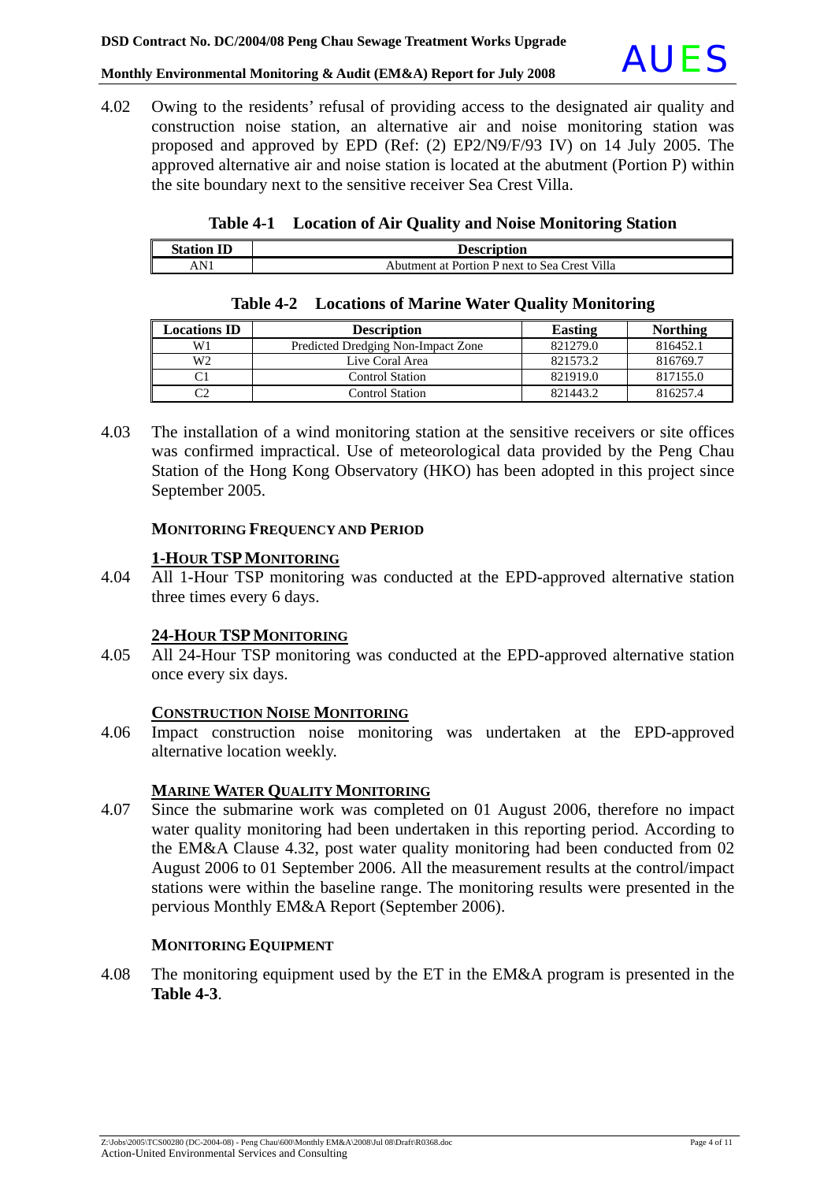4.02 Owing to the residents' refusal of providing access to the designated air quality and construction noise station, an alternative air and noise monitoring station was proposed and approved by EPD (Ref: (2) EP2/N9/F/93 IV) on 14 July 2005. The approved alternative air and noise station is located at the abutment (Portion P) within the site boundary next to the sensitive receiver Sea Crest Villa.

**Table 4-1 Location of Air Quality and Noise Monitoring Station**

| Station ID | Description |
|---|---|
| AN1 | Abutment at Portion P next to Sea Crest Villa |

**Table 4-2 Locations of Marine Water Quality Monitoring**

| Locations ID | Description | Easting | Northing |
|---|---|---|---|
| W1 | Predicted Dredging Non-Impact Zone | 821279.0 | 816452.1 |
| W2 | Live Coral Area | 821573.2 | 816769.7 |
| C1 | Control Station | 821919.0 | 817155.0 |
| C2 | Control Station | 821443.2 | 816257.4 |

4.03 The installation of a wind monitoring station at the sensitive receivers or site offices was confirmed impractical. Use of meteorological data provided by the Peng Chau Station of the Hong Kong Observatory (HKO) has been adopted in this project since September 2005.

### MONITORING FREQUENCY AND PERIOD

#### 1-HOUR TSP MONITORING

4.04 All 1-Hour TSP monitoring was conducted at the EPD-approved alternative station three times every 6 days.

#### 24-HOUR TSP MONITORING

4.05 All 24-Hour TSP monitoring was conducted at the EPD-approved alternative station once every six days.

#### CONSTRUCTION NOISE MONITORING

4.06 Impact construction noise monitoring was undertaken at the EPD-approved alternative location weekly.

#### MARINE WATER QUALITY MONITORING

4.07 Since the submarine work was completed on 01 August 2006, therefore no impact water quality monitoring had been undertaken in this reporting period. According to the EM&A Clause 4.32, post water quality monitoring had been conducted from 02 August 2006 to 01 September 2006. All the measurement results at the control/impact stations were within the baseline range. The monitoring results were presented in the pervious Monthly EM&A Report (September 2006).

### MONITORING EQUIPMENT

4.08 The monitoring equipment used by the ET in the EM&A program is presented in the **Table 4-3**.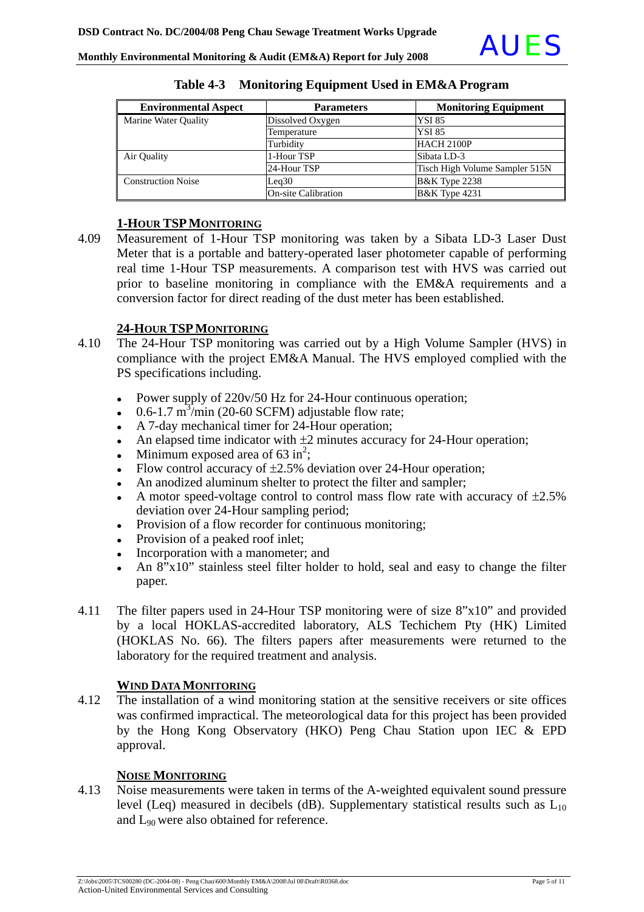**Table 4-3 Monitoring Equipment Used in EM&A Program**

| Environmental Aspect | Parameters | Monitoring Equipment |
|---|---|---|
| Marine Water Quality | Dissolved Oxygen | YSI 85 |
| | Temperature | YSI 85 |
| | Turbidity | HACH 2100P |
| Air Quality | 1-Hour TSP | Sibata LD-3 |
| | 24-Hour TSP | Tisch High Volume Sampler 515N |
| Construction Noise | Leq30 | B&K Type 2238 |
| | On-site Calibration | B&K Type 4231 |

### 1-HOUR TSP MONITORING

4.09 Measurement of 1-Hour TSP monitoring was taken by a Sibata LD-3 Laser Dust Meter that is a portable and battery-operated laser photometer capable of performing real time 1-Hour TSP measurements. A comparison test with HVS was carried out prior to baseline monitoring in compliance with the EM&A requirements and a conversion factor for direct reading of the dust meter has been established.

### 24-HOUR TSP MONITORING

4.10 The 24-Hour TSP monitoring was carried out by a High Volume Sampler (HVS) in compliance with the project EM&A Manual. The HVS employed complied with the PS specifications including.

- Power supply of 220v/50 Hz for 24-Hour continuous operation;
- 0.6-1.7 $m^3$/min (20-60 SCFM) adjustable flow rate;
- A 7-day mechanical timer for 24-Hour operation;
- An elapsed time indicator with $\pm 2$ minutes accuracy for 24-Hour operation;
- Minimum exposed area of 63 $in^2$;
- Flow control accuracy of $\pm 2.5\%$ deviation over 24-Hour operation;
- An anodized aluminum shelter to protect the filter and sampler;
- A motor speed-voltage control to control mass flow rate with accuracy of $\pm 2.5\%$ deviation over 24-Hour sampling period;
- Provision of a flow recorder for continuous monitoring;
- Provision of a peaked roof inlet;
- Incorporation with a manometer; and
- An 8"x10" stainless steel filter holder to hold, seal and easy to change the filter paper.

4.11 The filter papers used in 24-Hour TSP monitoring were of size 8"x10" and provided by a local HOKLAS-accredited laboratory, ALS Techichem Pty (HK) Limited (HOKLAS No. 66). The filters papers after measurements were returned to the laboratory for the required treatment and analysis.

### WIND DATA MONITORING

4.12 The installation of a wind monitoring station at the sensitive receivers or site offices was confirmed impractical. The meteorological data for this project has been provided by the Hong Kong Observatory (HKO) Peng Chau Station upon IEC & EPD approval.

### NOISE MONITORING

4.13 Noise measurements were taken in terms of the A-weighted equivalent sound pressure level (Leq) measured in decibels (dB). Supplementary statistical results such as $L_{10}$ and $L_{90}$ were also obtained for reference.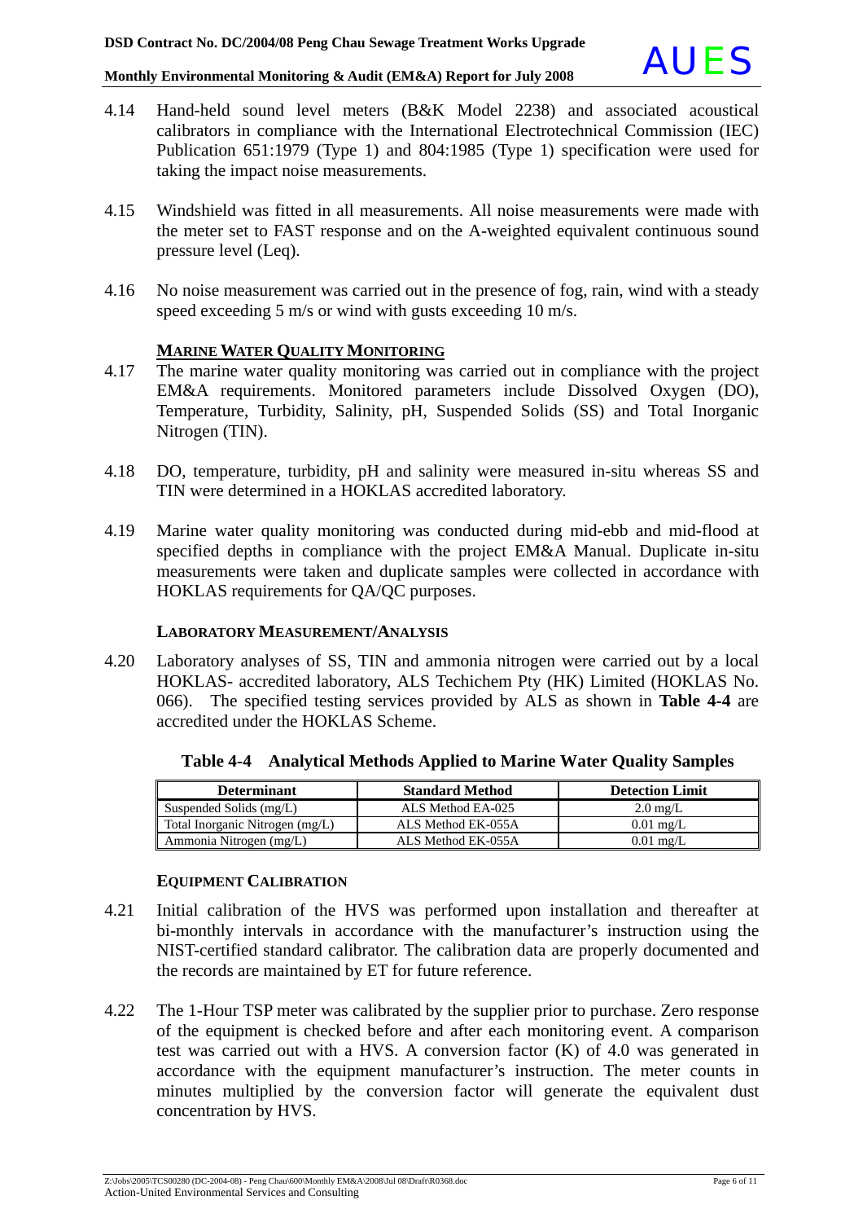4.14 Hand-held sound level meters (B&K Model 2238) and associated acoustical calibrators in compliance with the International Electrotechnical Commission (IEC) Publication 651:1979 (Type 1) and 804:1985 (Type 1) specification were used for taking the impact noise measurements.

4.15 Windshield was fitted in all measurements. All noise measurements were made with the meter set to FAST response and on the A-weighted equivalent continuous sound pressure level (Leq).

4.16 No noise measurement was carried out in the presence of fog, rain, wind with a steady speed exceeding 5 m/s or wind with gusts exceeding 10 m/s.

### MARINE WATER QUALITY MONITORING

4.17 The marine water quality monitoring was carried out in compliance with the project EM&A requirements. Monitored parameters include Dissolved Oxygen (DO), Temperature, Turbidity, Salinity, pH, Suspended Solids (SS) and Total Inorganic Nitrogen (TIN).

4.18 DO, temperature, turbidity, pH and salinity were measured in-situ whereas SS and TIN were determined in a HOKLAS accredited laboratory.

4.19 Marine water quality monitoring was conducted during mid-ebb and mid-flood at specified depths in compliance with the project EM&A Manual. Duplicate in-situ measurements were taken and duplicate samples were collected in accordance with HOKLAS requirements for QA/QC purposes.

### LABORATORY MEASUREMENT/ANALYSIS

4.20 Laboratory analyses of SS, TIN and ammonia nitrogen were carried out by a local HOKLAS- accredited laboratory, ALS Techichem Pty (HK) Limited (HOKLAS No. 066). The specified testing services provided by ALS as shown in **Table 4-4** are accredited under the HOKLAS Scheme.

**Table 4-4 Analytical Methods Applied to Marine Water Quality Samples**

| Determinant | Standard Method | Detection Limit |
|---|---|---|
| Suspended Solids (mg/L) | ALS Method EA-025 | 2.0 mg/L |
| Total Inorganic Nitrogen (mg/L) | ALS Method EK-055A | 0.01 mg/L |
| Ammonia Nitrogen (mg/L) | ALS Method EK-055A | 0.01 mg/L |

### EQUIPMENT CALIBRATION

4.21 Initial calibration of the HVS was performed upon installation and thereafter at bi-monthly intervals in accordance with the manufacturer's instruction using the NIST-certified standard calibrator. The calibration data are properly documented and the records are maintained by ET for future reference.

4.22 The 1-Hour TSP meter was calibrated by the supplier prior to purchase. Zero response of the equipment is checked before and after each monitoring event. A comparison test was carried out with a HVS. A conversion factor (K) of 4.0 was generated in accordance with the equipment manufacturer's instruction. The meter counts in minutes multiplied by the conversion factor will generate the equivalent dust concentration by HVS.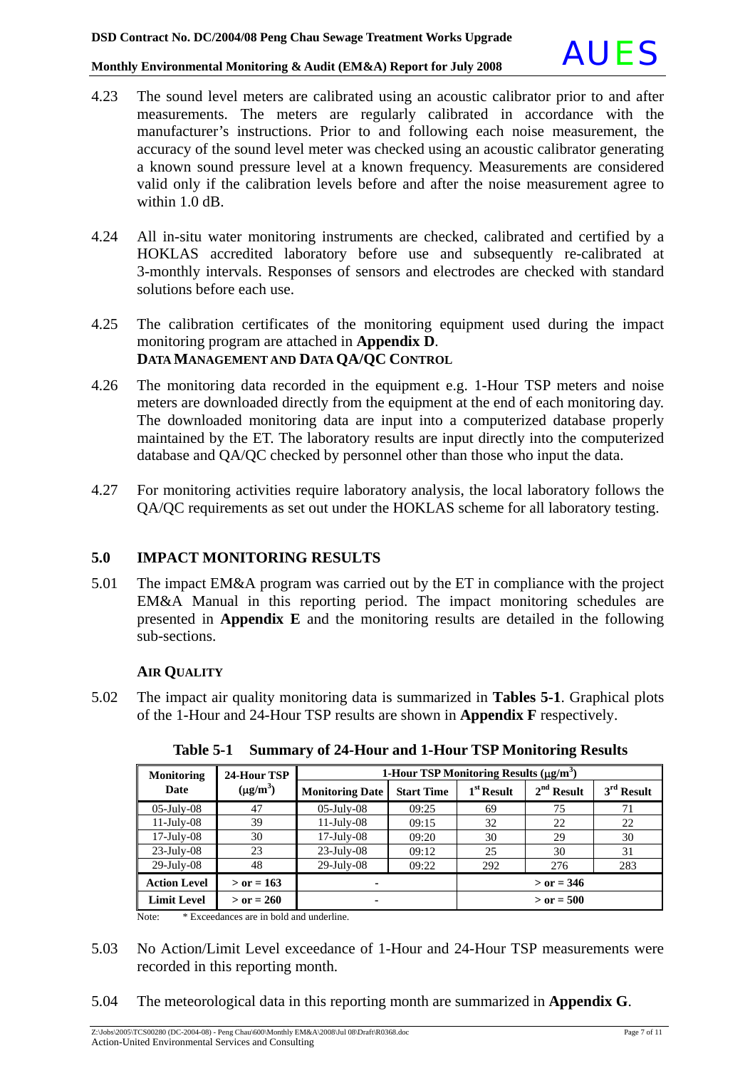4.23 The sound level meters are calibrated using an acoustic calibrator prior to and after measurements. The meters are regularly calibrated in accordance with the manufacturer's instructions. Prior to and following each noise measurement, the accuracy of the sound level meter was checked using an acoustic calibrator generating a known sound pressure level at a known frequency. Measurements are considered valid only if the calibration levels before and after the noise measurement agree to within 1.0 dB.

4.24 All in-situ water monitoring instruments are checked, calibrated and certified by a HOKLAS accredited laboratory before use and subsequently re-calibrated at 3-monthly intervals. Responses of sensors and electrodes are checked with standard solutions before each use.

4.25 The calibration certificates of the monitoring equipment used during the impact monitoring program are attached in **Appendix D**.

### DATA MANAGEMENT AND DATA QA/QC CONTROL

4.26 The monitoring data recorded in the equipment e.g. 1-Hour TSP meters and noise meters are downloaded directly from the equipment at the end of each monitoring day. The downloaded monitoring data are input into a computerized database properly maintained by the ET. The laboratory results are input directly into the computerized database and QA/QC checked by personnel other than those who input the data.

4.27 For monitoring activities require laboratory analysis, the local laboratory follows the QA/QC requirements as set out under the HOKLAS scheme for all laboratory testing.

## 5.0 IMPACT MONITORING RESULTS

5.01 The impact EM&A program was carried out by the ET in compliance with the project EM&A Manual in this reporting period. The impact monitoring schedules are presented in **Appendix E** and the monitoring results are detailed in the following sub-sections.

### AIR QUALITY

5.02 The impact air quality monitoring data is summarized in **Tables 5-1**. Graphical plots of the 1-Hour and 24-Hour TSP results are shown in **Appendix F** respectively.

**Table 5-1 Summary of 24-Hour and 1-Hour TSP Monitoring Results**

| Monitoring Date | 24-Hour TSP ($\mu g/m^3$) | 1-Hour TSP Monitoring Results ($\mu g/m^3$) | | | | |
|---|---|---|---|---|---|---|
| | | Monitoring Date | Start Time | 1st Result | 2nd Result | 3rd Result |
| 05-July-08 | 47 | 05-July-08 | 09:25 | 69 | 75 | 71 |
| 11-July-08 | 39 | 11-July-08 | 09:15 | 32 | 22 | 22 |
| 17-July-08 | 30 | 17-July-08 | 09:20 | 30 | 29 | 30 |
| 23-July-08 | 23 | 23-July-08 | 09:12 | 25 | 30 | 31 |
| 29-July-08 | 48 | 29-July-08 | 09:22 | 292 | 276 | 283 |
| **Action Level** | **> or = 163** | - | | **> or = 346** | | |
| **Limit Level** | **> or = 260** | - | | **> or = 500** | | |

Note: * Exceedances are in bold and underline.

5.03 No Action/Limit Level exceedance of 1-Hour and 24-Hour TSP measurements were recorded in this reporting month.

5.04 The meteorological data in this reporting month are summarized in **Appendix G**.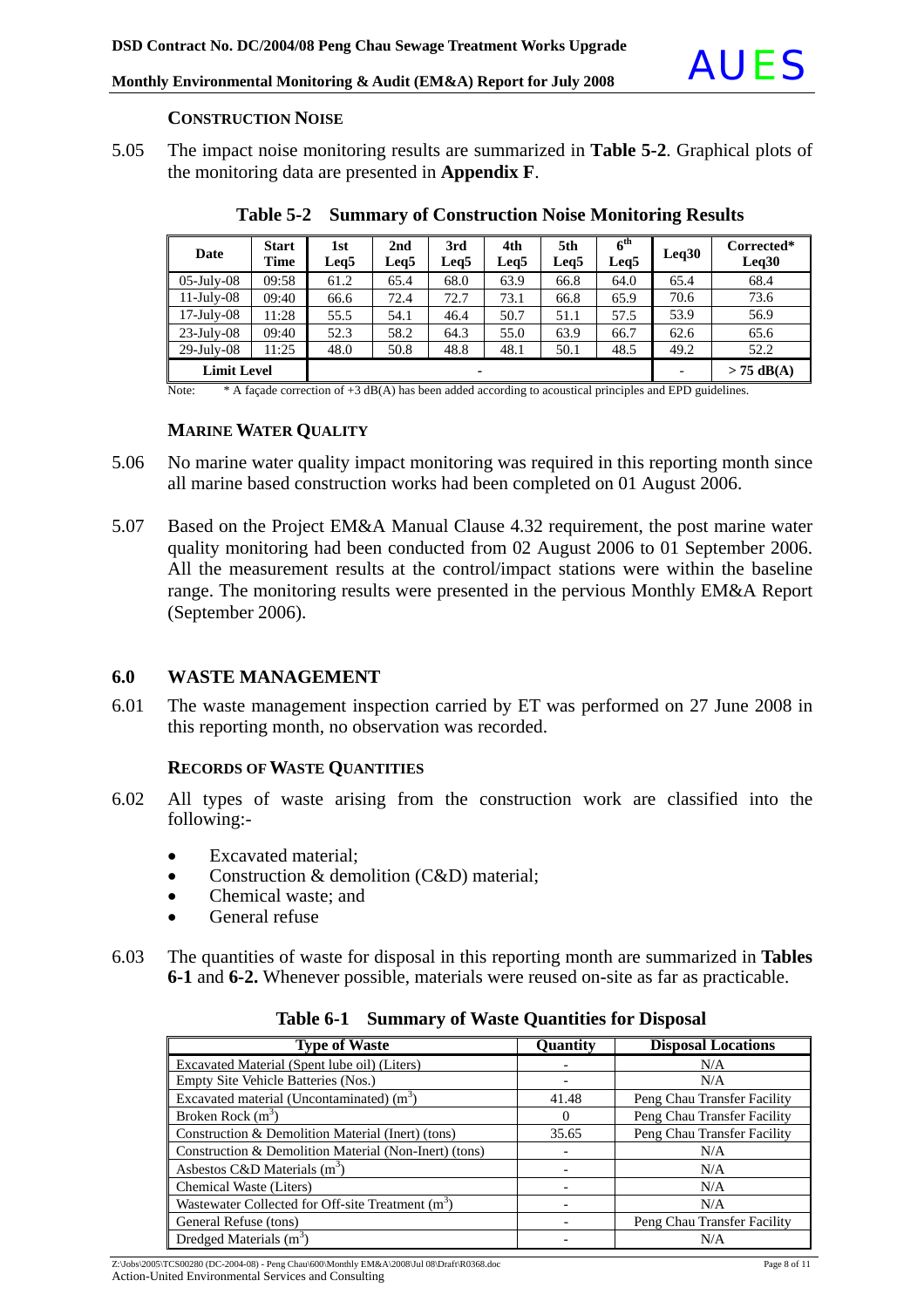### CONSTRUCTION NOISE

5.05 The impact noise monitoring results are summarized in **Table 5-2**. Graphical plots of the monitoring data are presented in **Appendix F**.

**Table 5-2 Summary of Construction Noise Monitoring Results**

| Date | Start Time | 1st Leq5 | 2nd Leq5 | 3rd Leq5 | 4th Leq5 | 5th Leq5 | 6th Leq5 | Leq30 | Corrected* Leq30 |
|---|---|---|---|---|---|---|---|---|---|
| 05-July-08 | 09:58 | 61.2 | 65.4 | 68.0 | 63.9 | 66.8 | 64.0 | 65.4 | 68.4 |
| 11-July-08 | 09:40 | 66.6 | 72.4 | 72.7 | 73.1 | 66.8 | 65.9 | 70.6 | 73.6 |
| 17-July-08 | 11:28 | 55.5 | 54.1 | 46.4 | 50.7 | 51.1 | 57.5 | 53.9 | 56.9 |
| 23-July-08 | 09:40 | 52.3 | 58.2 | 64.3 | 55.0 | 63.9 | 66.7 | 62.6 | 65.6 |
| 29-July-08 | 11:25 | 48.0 | 50.8 | 48.8 | 48.1 | 50.1 | 48.5 | 49.2 | 52.2 |
| **Limit Level** | | - | | | | | | - | **> 75 dB(A)** |

Note: * A façade correction of +3 dB(A) has been added according to acoustical principles and EPD guidelines.

### MARINE WATER QUALITY

5.06 No marine water quality impact monitoring was required in this reporting month since all marine based construction works had been completed on 01 August 2006.

5.07 Based on the Project EM&A Manual Clause 4.32 requirement, the post marine water quality monitoring had been conducted from 02 August 2006 to 01 September 2006. All the measurement results at the control/impact stations were within the baseline range. The monitoring results were presented in the pervious Monthly EM&A Report (September 2006).

## 6.0 WASTE MANAGEMENT

6.01 The waste management inspection carried by ET was performed on 27 June 2008 in this reporting month, no observation was recorded.

### RECORDS OF WASTE QUANTITIES

6.02 All types of waste arising from the construction work are classified into the following:-

- Excavated material;
- Construction & demolition (C&D) material;
- Chemical waste; and
- General refuse

6.03 The quantities of waste for disposal in this reporting month are summarized in **Tables 6-1** and **6-2.** Whenever possible, materials were reused on-site as far as practicable.

**Table 6-1 Summary of Waste Quantities for Disposal**

| Type of Waste | Quantity | Disposal Locations |
|---|---|---|
| Excavated Material (Spent lube oil) (Liters) | - | N/A |
| Empty Site Vehicle Batteries (Nos.) | - | N/A |
| Excavated material (Uncontaminated) ($m^3$) | 41.48 | Peng Chau Transfer Facility |
| Broken Rock ($m^3$) | 0 | Peng Chau Transfer Facility |
| Construction & Demolition Material (Inert) (tons) | 35.65 | Peng Chau Transfer Facility |
| Construction & Demolition Material (Non-Inert) (tons) | - | N/A |
| Asbestos C&D Materials ($m^3$) | - | N/A |
| Chemical Waste (Liters) | - | N/A |
| Wastewater Collected for Off-site Treatment ($m^3$) | - | N/A |
| General Refuse (tons) | - | Peng Chau Transfer Facility |
| Dredged Materials ($m^3$) | - | N/A |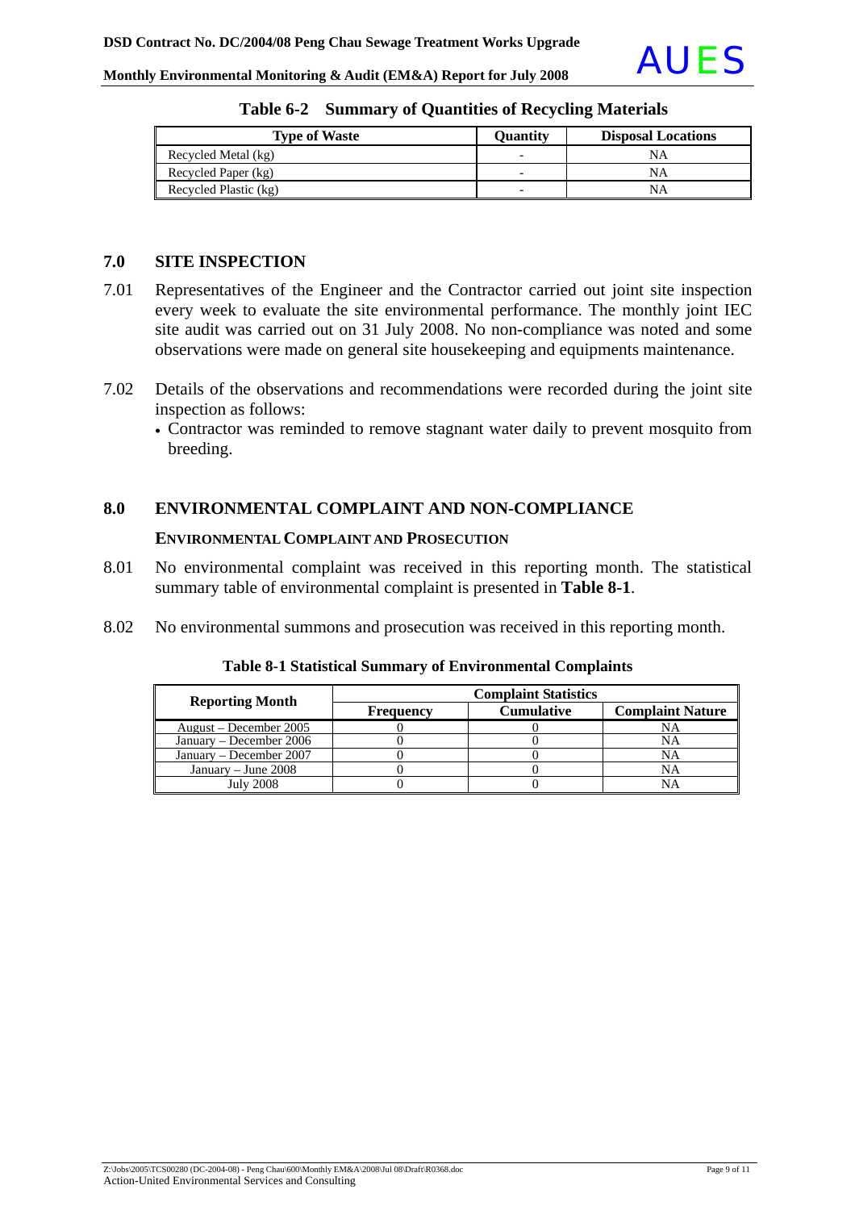**Table 6-2 Summary of Quantities of Recycling Materials**

| Type of Waste | Quantity | Disposal Locations |
|---|---|---|
| Recycled Metal (kg) | - | NA |
| Recycled Paper (kg) | - | NA |
| Recycled Plastic (kg) | - | NA |

## 7.0 SITE INSPECTION

7.01 Representatives of the Engineer and the Contractor carried out joint site inspection every week to evaluate the site environmental performance. The monthly joint IEC site audit was carried out on 31 July 2008. No non-compliance was noted and some observations were made on general site housekeeping and equipments maintenance.

7.02 Details of the observations and recommendations were recorded during the joint site inspection as follows:

- Contractor was reminded to remove stagnant water daily to prevent mosquito from breeding.

## 8.0 ENVIRONMENTAL COMPLAINT AND NON-COMPLIANCE

### ENVIRONMENTAL COMPLAINT AND PROSECUTION

8.01 No environmental complaint was received in this reporting month. The statistical summary table of environmental complaint is presented in **Table 8-1**.

8.02 No environmental summons and prosecution was received in this reporting month.

**Table 8-1 Statistical Summary of Environmental Complaints**

| Reporting Month | Complaint Statistics | | |
|---|---|---|---|
| | Frequency | Cumulative | Complaint Nature |
| August – December 2005 | 0 | 0 | NA |
| January – December 2006 | 0 | 0 | NA |
| January – December 2007 | 0 | 0 | NA |
| January – June 2008 | 0 | 0 | NA |
| July 2008 | 0 | 0 | NA |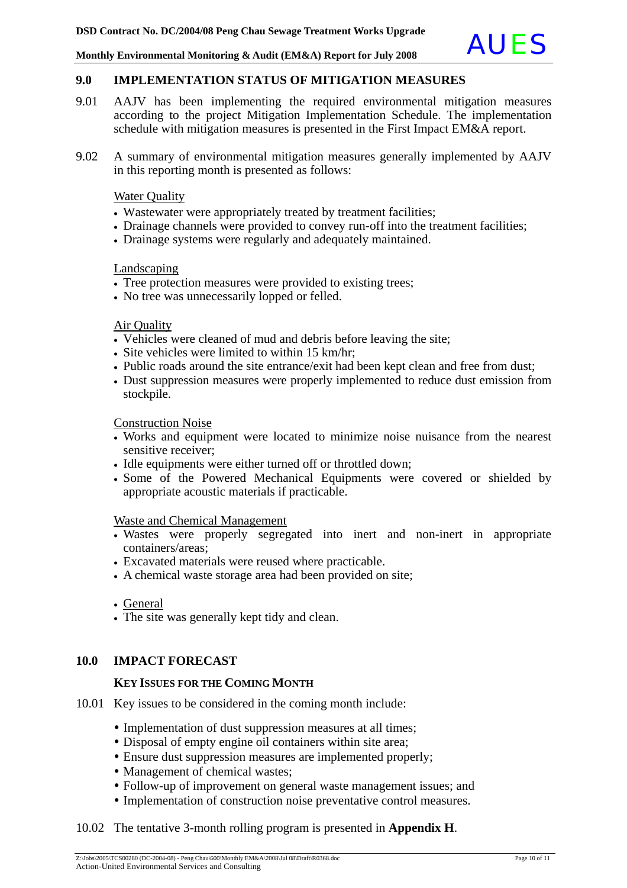## 9.0 IMPLEMENTATION STATUS OF MITIGATION MEASURES

9.01 AAJV has been implementing the required environmental mitigation measures according to the project Mitigation Implementation Schedule. The implementation schedule with mitigation measures is presented in the First Impact EM&A report.

9.02 A summary of environmental mitigation measures generally implemented by AAJV in this reporting month is presented as follows:

<u>Water Quality</u>

- Wastewater were appropriately treated by treatment facilities;
- Drainage channels were provided to convey run-off into the treatment facilities;
- Drainage systems were regularly and adequately maintained.

<u>Landscaping</u>

- Tree protection measures were provided to existing trees;
- No tree was unnecessarily lopped or felled.

<u>Air Quality</u>

- Vehicles were cleaned of mud and debris before leaving the site;
- Site vehicles were limited to within 15 km/hr;
- Public roads around the site entrance/exit had been kept clean and free from dust;
- Dust suppression measures were properly implemented to reduce dust emission from stockpile.

<u>Construction Noise</u>

- Works and equipment were located to minimize noise nuisance from the nearest sensitive receiver;
- Idle equipments were either turned off or throttled down;
- Some of the Powered Mechanical Equipments were covered or shielded by appropriate acoustic materials if practicable.

<u>Waste and Chemical Management</u>

- Wastes were properly segregated into inert and non-inert in appropriate containers/areas;
- Excavated materials were reused where practicable.
- A chemical waste storage area had been provided on site;

- <u>General</u>
- The site was generally kept tidy and clean.

## 10.0 IMPACT FORECAST

### KEY ISSUES FOR THE COMING MONTH

10.01 Key issues to be considered in the coming month include:

- Implementation of dust suppression measures at all times;
- Disposal of empty engine oil containers within site area;
- Ensure dust suppression measures are implemented properly;
- Management of chemical wastes;
- Follow-up of improvement on general waste management issues; and
- Implementation of construction noise preventative control measures.

10.02 The tentative 3-month rolling program is presented in **Appendix H**.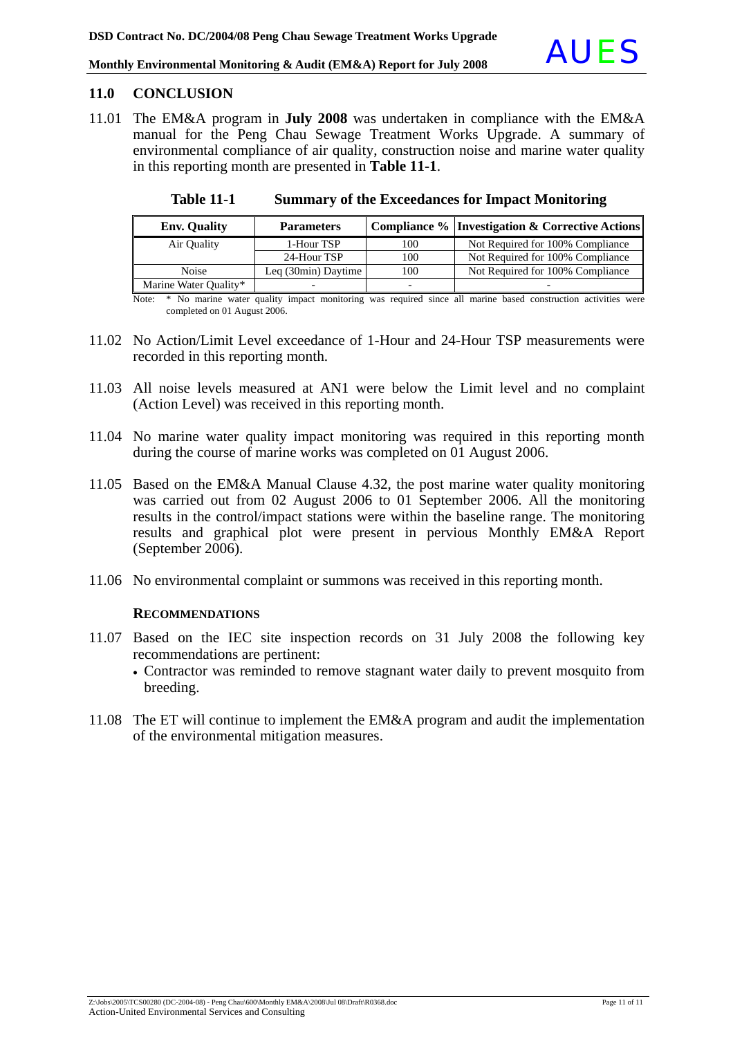## 11.0 CONCLUSION

11.01 The EM&A program in **July 2008** was undertaken in compliance with the EM&A manual for the Peng Chau Sewage Treatment Works Upgrade. A summary of environmental compliance of air quality, construction noise and marine water quality in this reporting month are presented in **Table 11-1**.

**Table 11-1 Summary of the Exceedances for Impact Monitoring**

| Env. Quality | Parameters | Compliance % | Investigation & Corrective Actions |
|---|---|---|---|
| Air Quality | 1-Hour TSP | 100 | Not Required for 100% Compliance |
| | 24-Hour TSP | 100 | Not Required for 100% Compliance |
| Noise | Leq (30min) Daytime | 100 | Not Required for 100% Compliance |
| Marine Water Quality* | - | - | - |

Note: * No marine water quality impact monitoring was required since all marine based construction activities were completed on 01 August 2006.

11.02 No Action/Limit Level exceedance of 1-Hour and 24-Hour TSP measurements were recorded in this reporting month.

11.03 All noise levels measured at AN1 were below the Limit level and no complaint (Action Level) was received in this reporting month.

11.04 No marine water quality impact monitoring was required in this reporting month during the course of marine works was completed on 01 August 2006.

11.05 Based on the EM&A Manual Clause 4.32, the post marine water quality monitoring was carried out from 02 August 2006 to 01 September 2006. All the monitoring results in the control/impact stations were within the baseline range. The monitoring results and graphical plot were present in pervious Monthly EM&A Report (September 2006).

11.06 No environmental complaint or summons was received in this reporting month.

### RECOMMENDATIONS

11.07 Based on the IEC site inspection records on 31 July 2008 the following key recommendations are pertinent:

- Contractor was reminded to remove stagnant water daily to prevent mosquito from breeding.

11.08 The ET will continue to implement the EM&A program and audit the implementation of the environmental mitigation measures.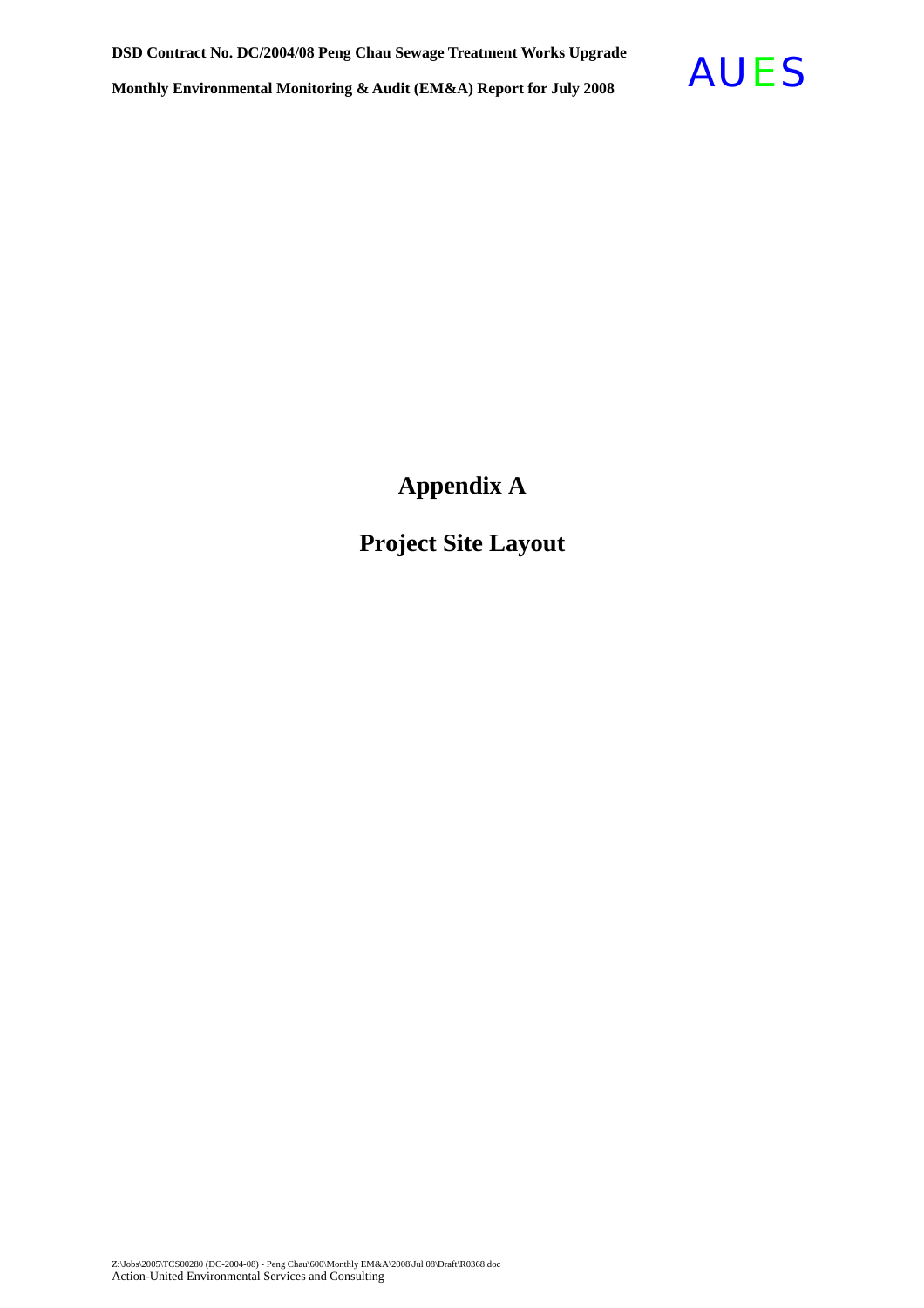# Appendix A

# Project Site Layout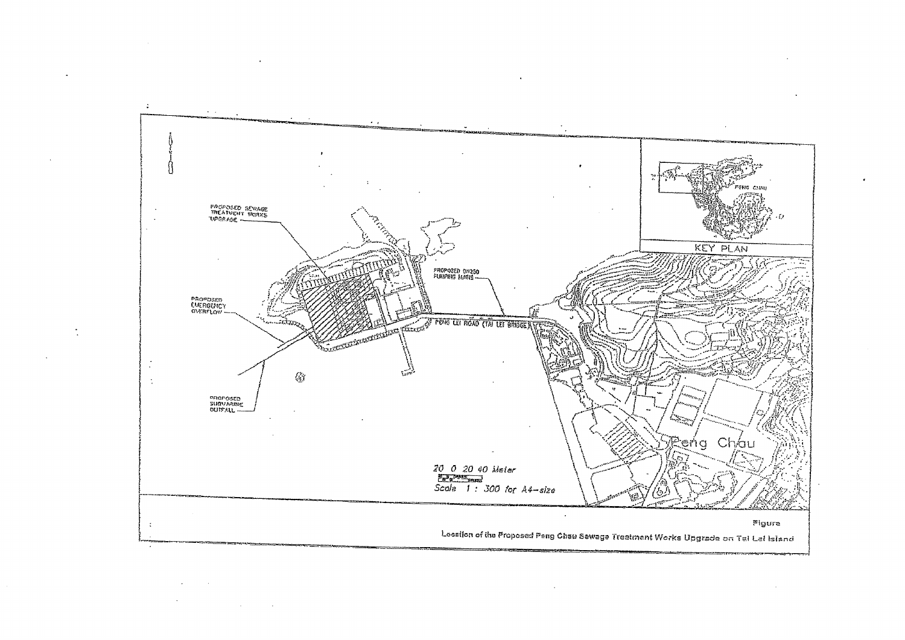PROPOSED SEWAGE TREATMENT WORKS UPGRADE

PROPOSED EMERGENCY OVERFLOW

PROPOSED SUBMARINE OUTFALL

PROPOSED DN250 PUMPING MAINS

PENG LEI ROAD (TAI LEI BRIDGE)

KEY PLAN

PENG CHAU

Peng Chau

20 0 20 40 Meter

Scale 1 : 300 for A4-size

Figure

Location of the Proposed Peng Chau Sewage Treatment Works Upgrade on Tai Lei Island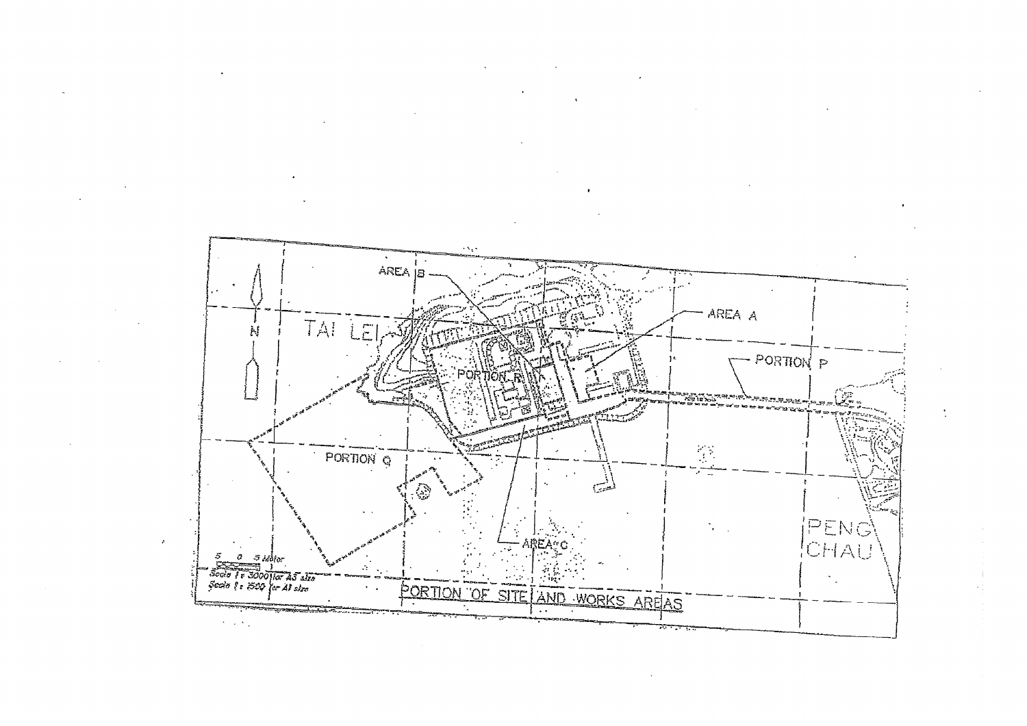AREA B

AREA A

TAI LEI

PORTION R

PORTION P

PORTION Q

AREA C

PENG CHAU

N

5 0 5 Meter

Scale 1 : 3000 for A3 size

Scale 1 : 1500 for A1 size

PORTION OF SITE AND WORKS AREAS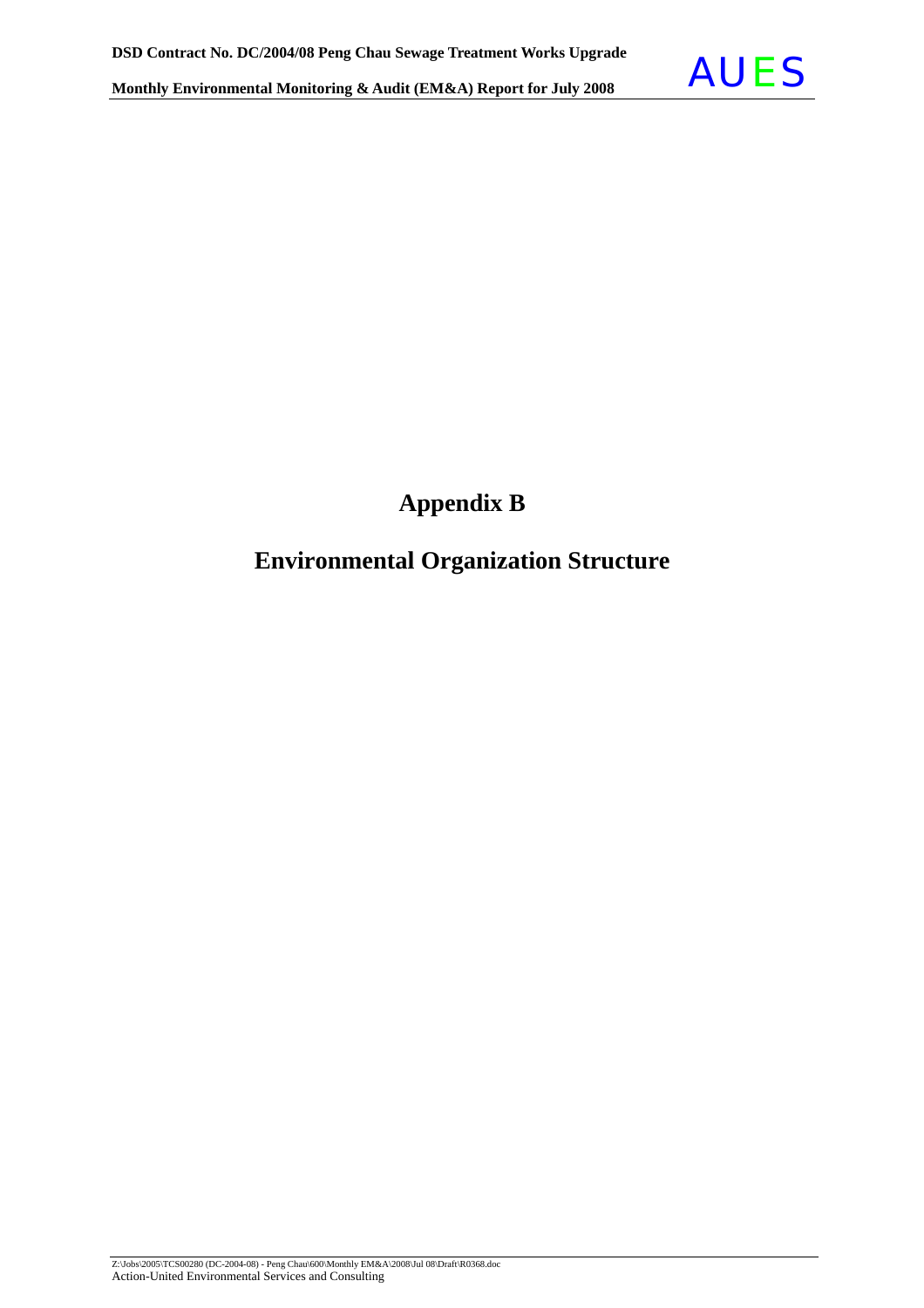# Appendix B

## Environmental Organization Structure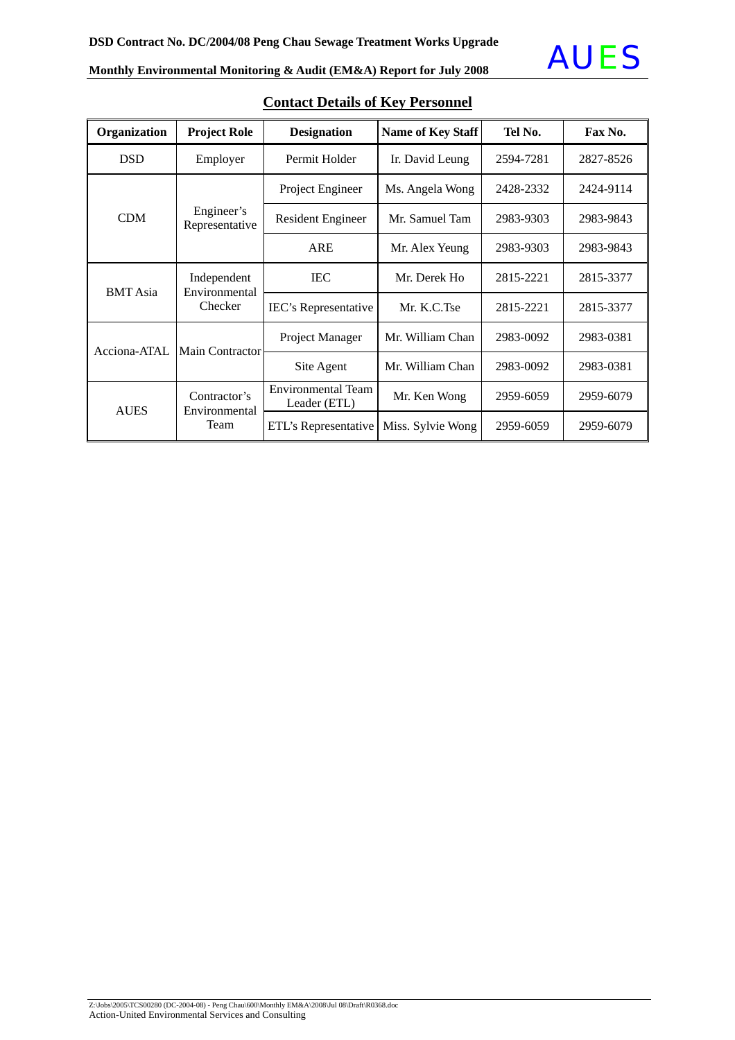## Contact Details of Key Personnel

| Organization | Project Role | Designation | Name of Key Staff | Tel No. | Fax No. |
|---|---|---|---|---|---|
| DSD | Employer | Permit Holder | Ir. David Leung | 2594-7281 | 2827-8526 |
| CDM | Engineer's Representative | Project Engineer | Ms. Angela Wong | 2428-2332 | 2424-9114 |
| | | Resident Engineer | Mr. Samuel Tam | 2983-9303 | 2983-9843 |
| | | ARE | Mr. Alex Yeung | 2983-9303 | 2983-9843 |
| BMT Asia | Independent Environmental Checker | IEC | Mr. Derek Ho | 2815-2221 | 2815-3377 |
| | | IEC's Representative | Mr. K.C.Tse | 2815-2221 | 2815-3377 |
| Acciona-ATAL | Main Contractor | Project Manager | Mr. William Chan | 2983-0092 | 2983-0381 |
| | | Site Agent | Mr. William Chan | 2983-0092 | 2983-0381 |
| AUES | Contractor's Environmental Team | Environmental Team Leader (ETL) | Mr. Ken Wong | 2959-6059 | 2959-6079 |
| | | ETL's Representative | Miss. Sylvie Wong | 2959-6059 | 2959-6079 |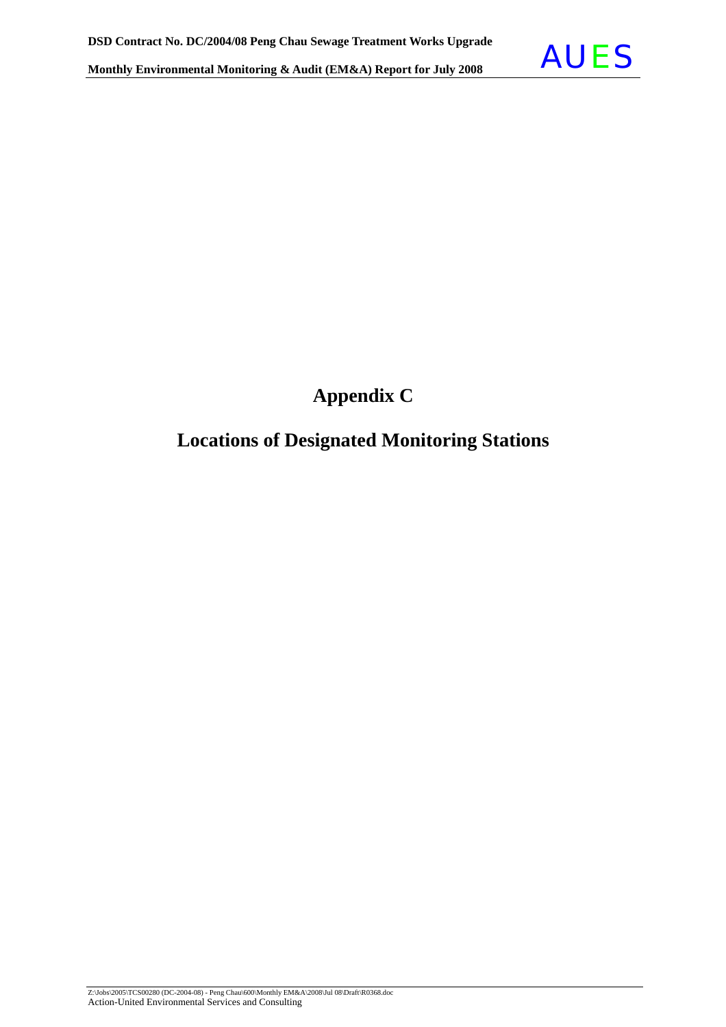# Appendix C

# Locations of Designated Monitoring Stations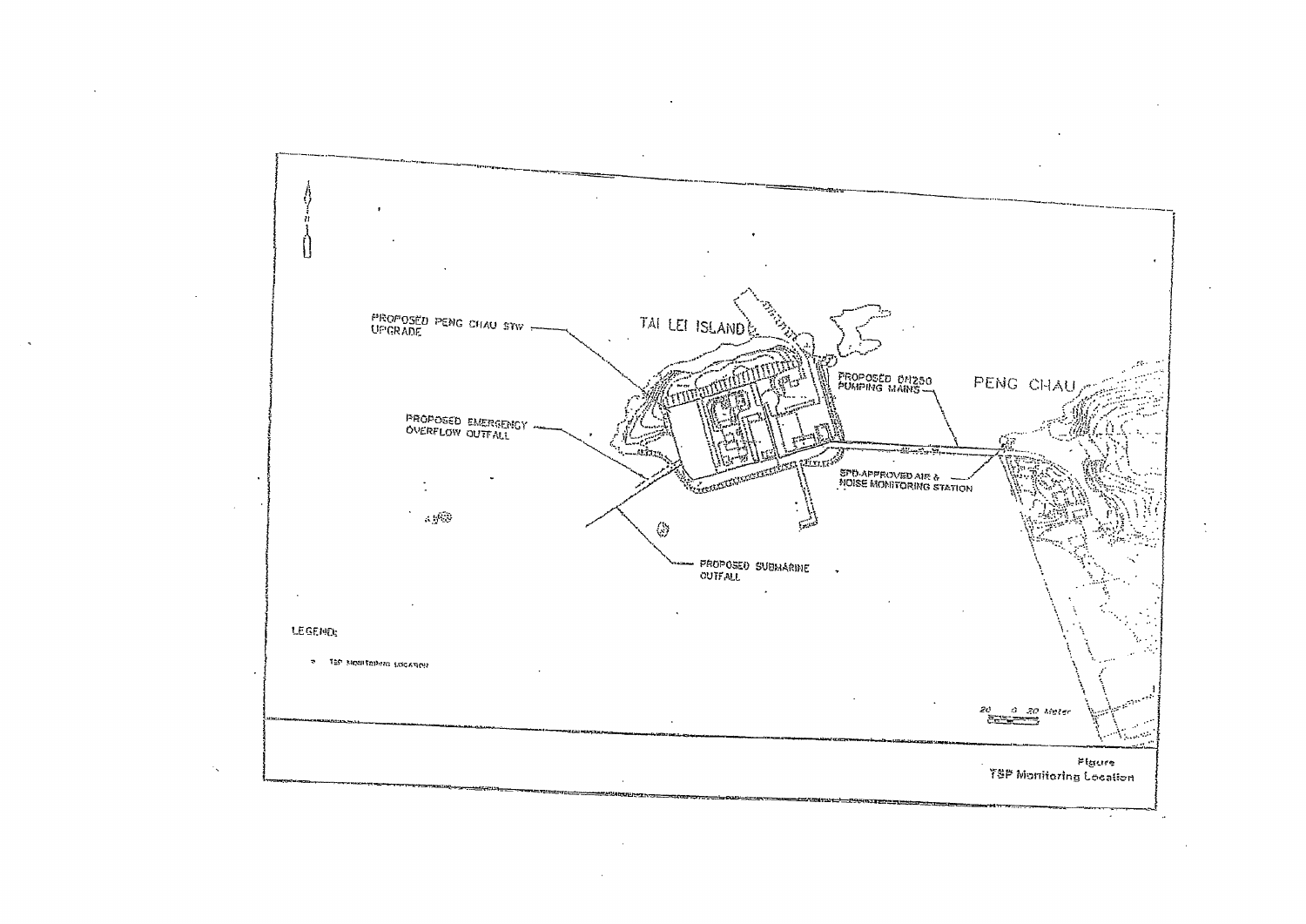PROPOSED PENG CHAU STW UPGRADE

TAI LEI ISLAND

PROPOSED DN250 PUMPING MAINS

PENG CHAU

PROPOSED EMERGENCY OVERFLOW OUTFALL

EPD-APPROVED AIR & NOISE MONITORING STATION

PROPOSED SUBMARINE OUTFALL

LEGEND:

TSP MONITORING LOCATION

20 0 20 Meter

Figure
TSP Monitoring Location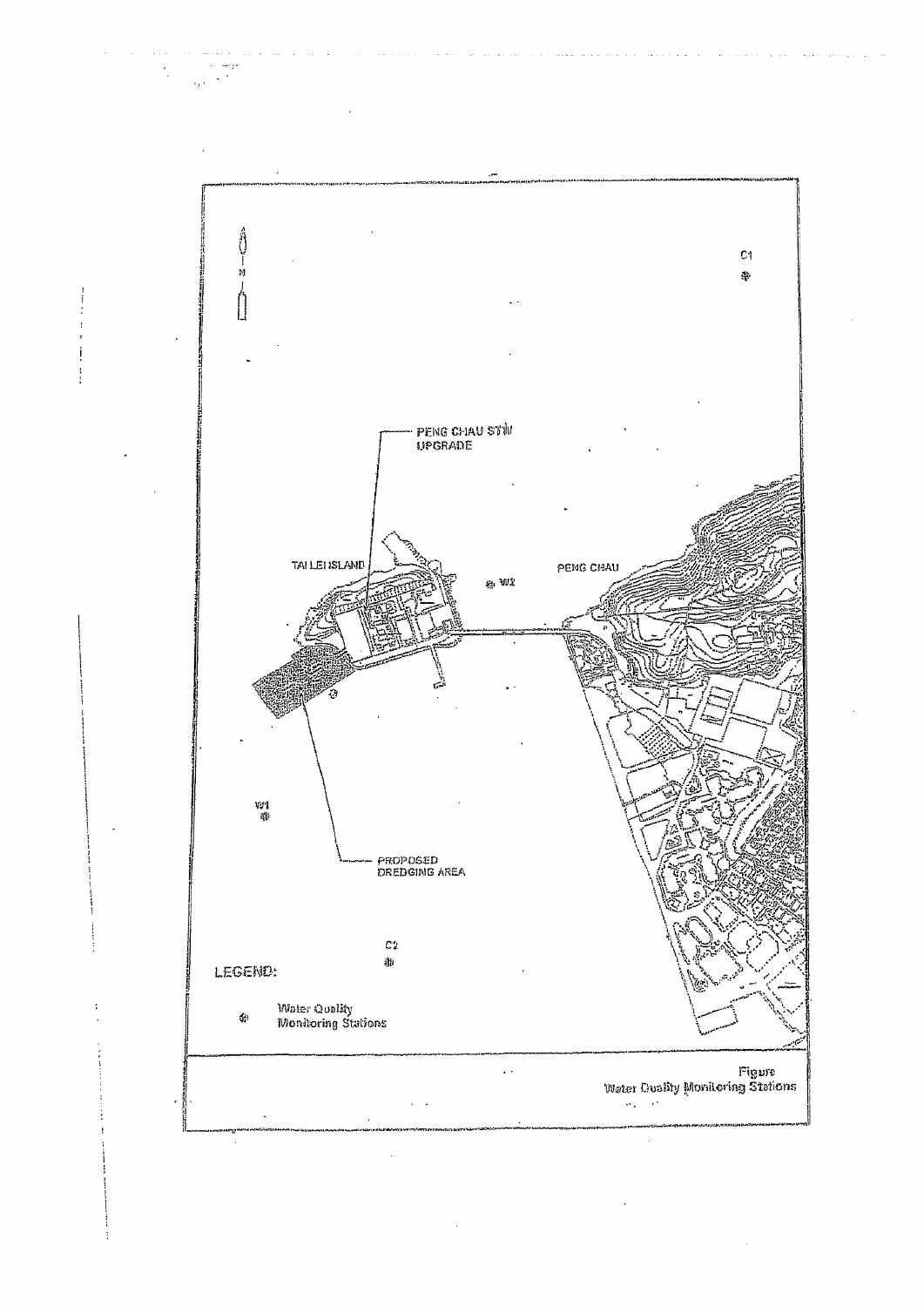C1

PENG CHAU STW UPGRADE

TAI LEI ISLAND

W2

PENG CHAU

W1

PROPOSED DREDGING AREA

C2

LEGEND:

Water Quality Monitoring Stations

Figure
Water Quality Monitoring Stations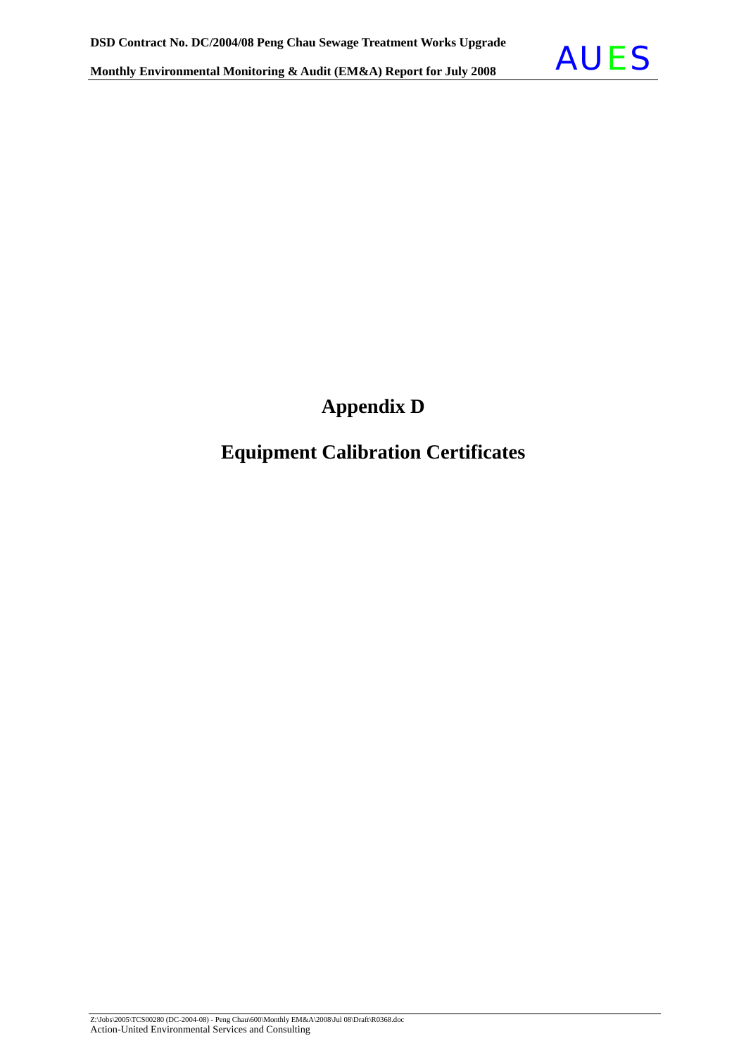# Appendix D

# Equipment Calibration Certificates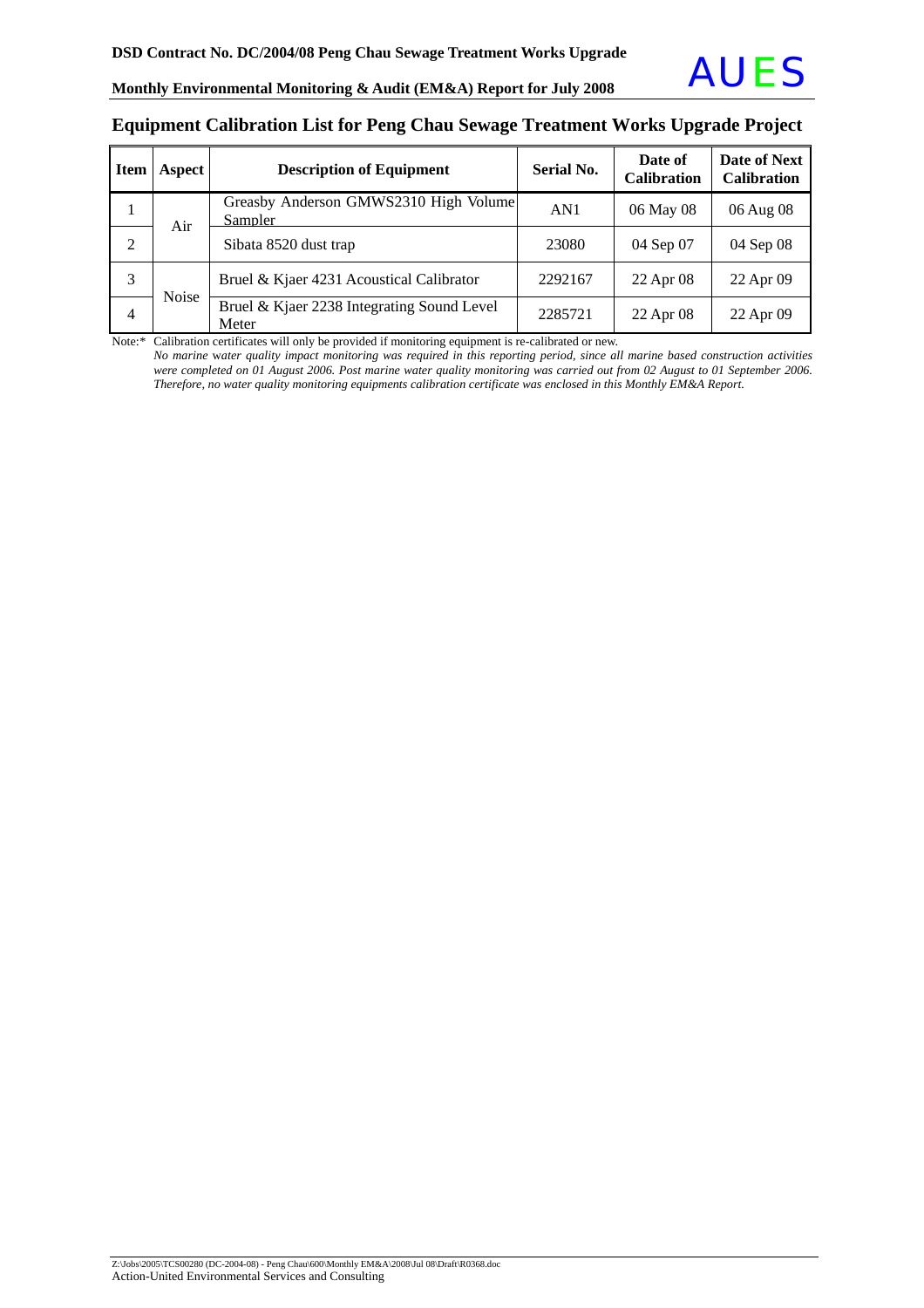## Equipment Calibration List for Peng Chau Sewage Treatment Works Upgrade Project

| Item | Aspect | Description of Equipment | Serial No. | Date of Calibration | Date of Next Calibration |
|---|---|---|---|---|---|
| 1 | Air | Greasby Anderson GMWS2310 High Volume Sampler | AN1 | 06 May 08 | 06 Aug 08 |
| 2 | | Sibata 8520 dust trap | 23080 | 04 Sep 07 | 04 Sep 08 |
| 3 | Noise | Bruel & Kjaer 4231 Acoustical Calibrator | 2292167 | 22 Apr 08 | 22 Apr 09 |
| 4 | | Bruel & Kjaer 2238 Integrating Sound Level Meter | 2285721 | 22 Apr 08 | 22 Apr 09 |

Note:* Calibration certificates will only be provided if monitoring equipment is re-calibrated or new.
*No marine water quality impact monitoring was required in this reporting period, since all marine based construction activities were completed on 01 August 2006. Post marine water quality monitoring was carried out from 02 August to 01 September 2006. Therefore, no water quality monitoring equipments calibration certificate was enclosed in this Monthly EM&A Report.*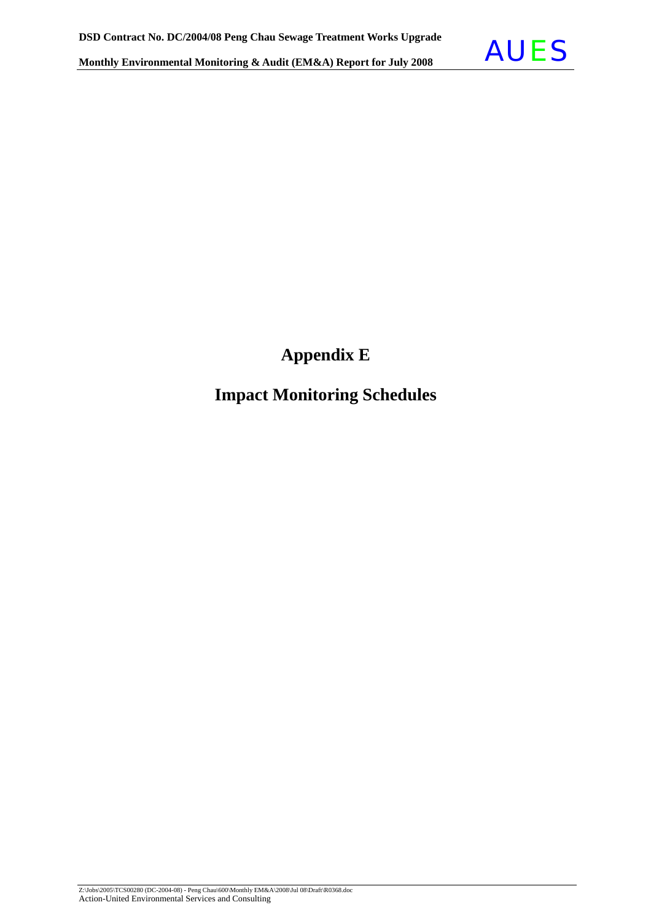# Appendix E

# Impact Monitoring Schedules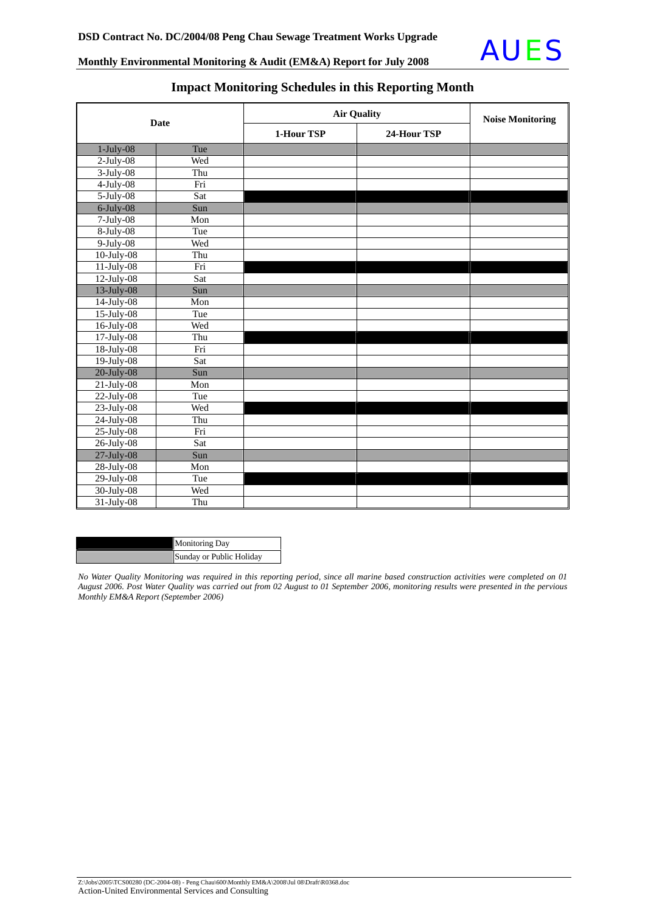## Impact Monitoring Schedules in this Reporting Month

| Date | | Air Quality | | Noise Monitoring |
|---|---|---|---|---|
| | | 1-Hour TSP | 24-Hour TSP | |
| 1-July-08 | Tue | ▒ | ▒ | ▒ |
| 2-July-08 | Wed | | | |
| 3-July-08 | Thu | | | |
| 4-July-08 | Fri | | | |
| 5-July-08 | Sat | ■ | ■ | ■ |
| 6-July-08 | Sun | ▒ | ▒ | ▒ |
| 7-July-08 | Mon | | | |
| 8-July-08 | Tue | | | |
| 9-July-08 | Wed | | | |
| 10-July-08 | Thu | | | |
| 11-July-08 | Fri | ■ | ■ | ■ |
| 12-July-08 | Sat | | | |
| 13-July-08 | Sun | ▒ | ▒ | ▒ |
| 14-July-08 | Mon | | | |
| 15-July-08 | Tue | | | |
| 16-July-08 | Wed | | | |
| 17-July-08 | Thu | ■ | ■ | ■ |
| 18-July-08 | Fri | | | |
| 19-July-08 | Sat | | | |
| 20-July-08 | Sun | ▒ | ▒ | ▒ |
| 21-July-08 | Mon | | | |
| 22-July-08 | Tue | | | |
| 23-July-08 | Wed | ■ | ■ | ■ |
| 24-July-08 | Thu | | | |
| 25-July-08 | Fri | | | |
| 26-July-08 | Sat | | | |
| 27-July-08 | Sun | ▒ | ▒ | ▒ |
| 28-July-08 | Mon | | | |
| 29-July-08 | Tue | ■ | ■ | ■ |
| 30-July-08 | Wed | | | |
| 31-July-08 | Thu | | | |

| Legend | |
|---|---|
| ■ | Monitoring Day |
| ▒ | Sunday or Public Holiday |

*No Water Quality Monitoring was required in this reporting period, since all marine based construction activities were completed on 01 August 2006. Post Water Quality was carried out from 02 August to 01 September 2006, monitoring results were presented in the pervious Monthly EM&A Report (September 2006)*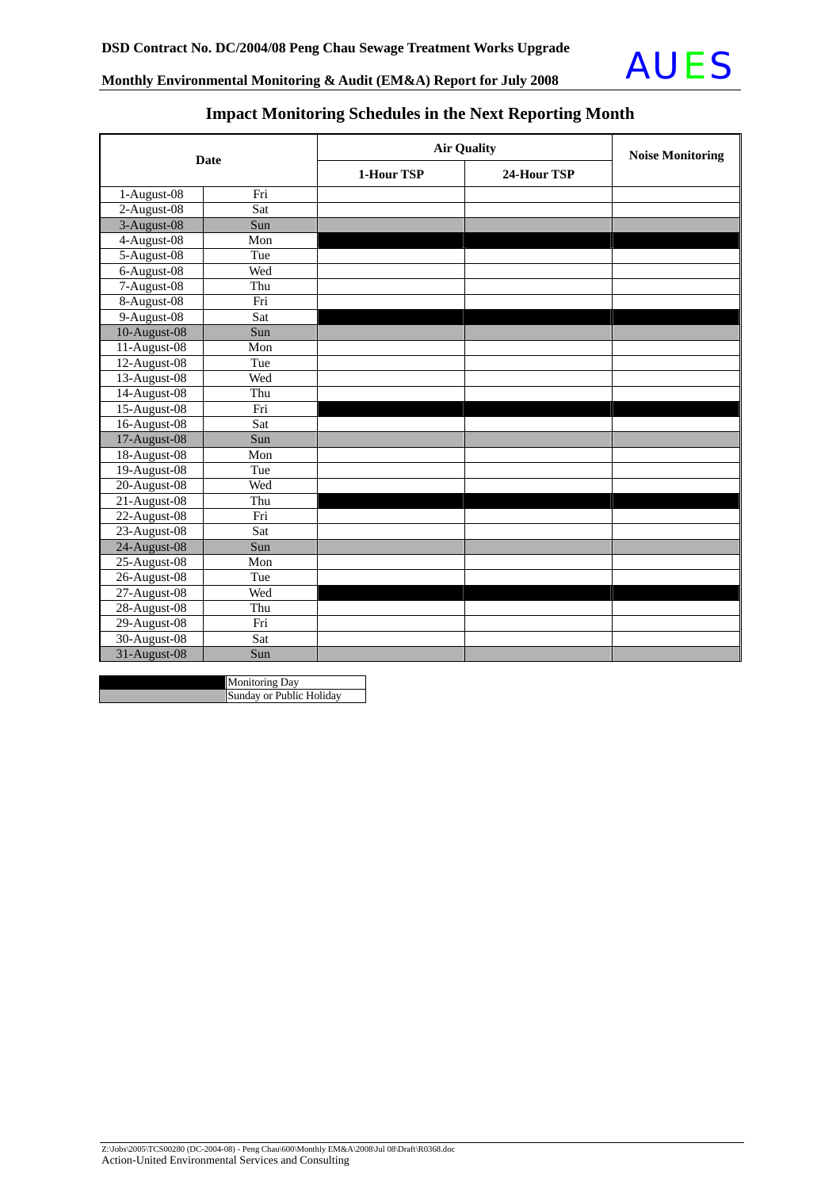## Impact Monitoring Schedules in the Next Reporting Month

| Date | | Air Quality | | Noise Monitoring |
|---|---|---|---|---|
| | | 1-Hour TSP | 24-Hour TSP | |
| 1-August-08 | Fri | | | |
| 2-August-08 | Sat | | | |
| 3-August-08 | Sun | | | |
| 4-August-08 | Mon | ■ | ■ | ■ |
| 5-August-08 | Tue | | | |
| 6-August-08 | Wed | | | |
| 7-August-08 | Thu | | | |
| 8-August-08 | Fri | | | |
| 9-August-08 | Sat | ■ | ■ | ■ |
| 10-August-08 | Sun | | | |
| 11-August-08 | Mon | | | |
| 12-August-08 | Tue | | | |
| 13-August-08 | Wed | | | |
| 14-August-08 | Thu | | | |
| 15-August-08 | Fri | ■ | ■ | ■ |
| 16-August-08 | Sat | | | |
| 17-August-08 | Sun | | | |
| 18-August-08 | Mon | | | |
| 19-August-08 | Tue | | | |
| 20-August-08 | Wed | | | |
| 21-August-08 | Thu | ■ | ■ | ■ |
| 22-August-08 | Fri | | | |
| 23-August-08 | Sat | | | |
| 24-August-08 | Sun | | | |
| 25-August-08 | Mon | | | |
| 26-August-08 | Tue | | | |
| 27-August-08 | Wed | ■ | ■ | ■ |
| 28-August-08 | Thu | | | |
| 29-August-08 | Fri | | | |
| 30-August-08 | Sat | | | |
| 31-August-08 | Sun | | | |

| Legend | |
|---|---|
| ■ | Monitoring Day |
| (grey shading: 3, 10, 17, 24, 31 August) | Sunday or Public Holiday |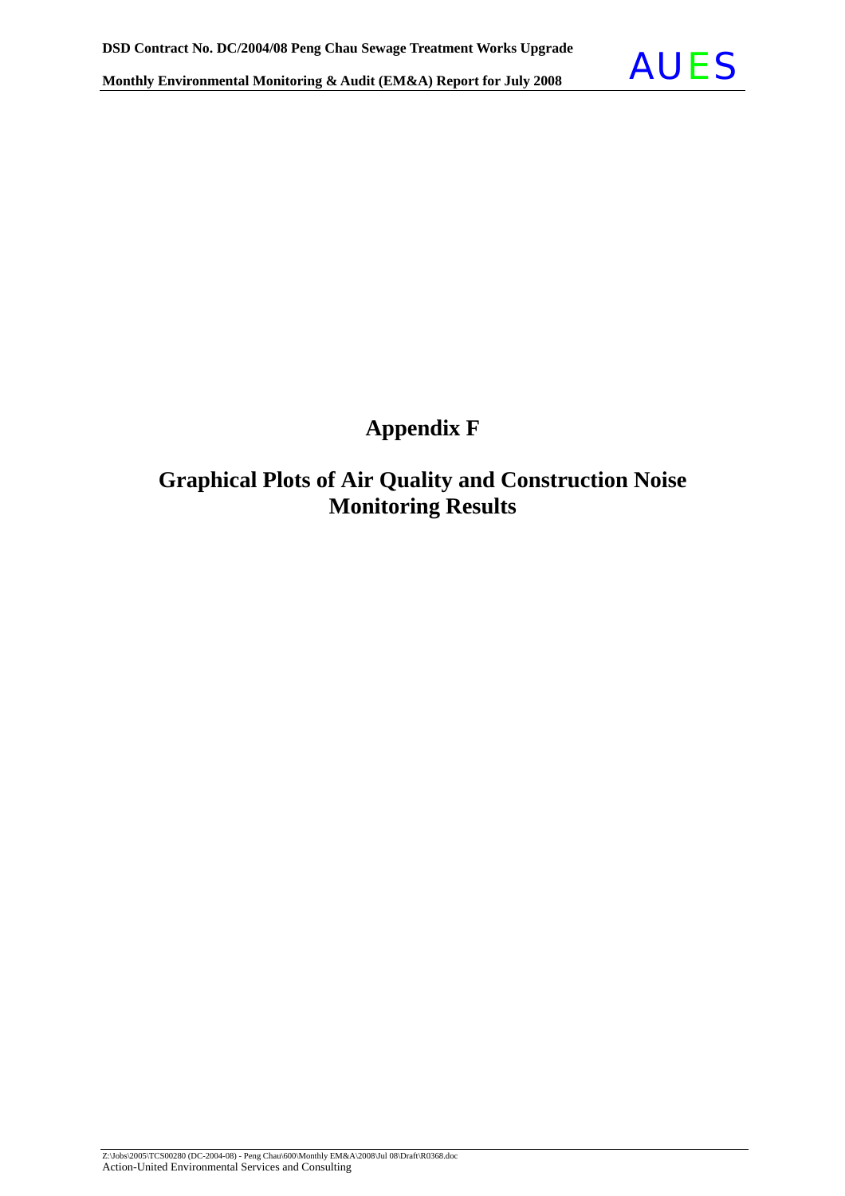# Appendix F

## Graphical Plots of Air Quality and Construction Noise Monitoring Results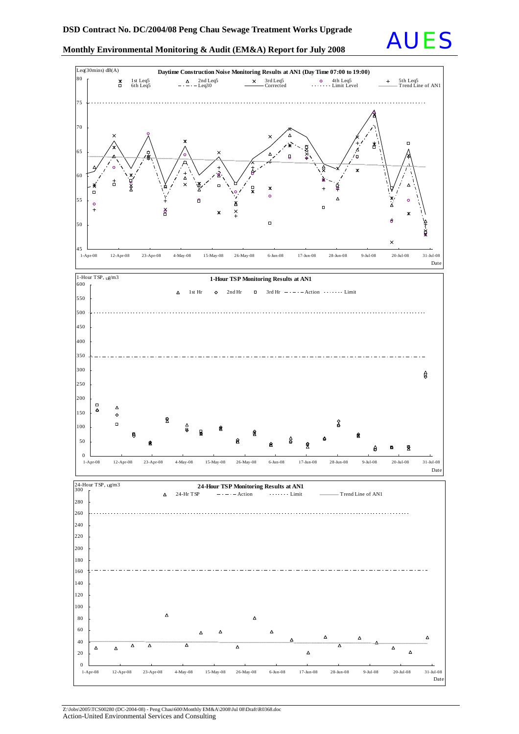**Daytime Construction Noise Monitoring Results at AN1 (Day Time 07:00 to 19:00)**

Leq(30mins) dB(A)

1st Leq5 | 2nd Leq5 | 3rd Leq5 | 4th Leq5 | 5th Leq5 | 6th Leq5 | Leq30 | Corrected | Limit Level | Trend Line of AN1

Date: 1-Apr-08, 12-Apr-08, 23-Apr-08, 4-May-08, 15-May-08, 26-May-08, 6-Jun-08, 17-Jun-08, 28-Jun-08, 9-Jul-08, 20-Jul-08, 31-Jul-08

**1-Hour TSP Monitoring Results at AN1**

1-Hour TSP, µg/m3

1st Hr | 2nd Hr | 3rd Hr | Action | Limit

Date: 1-Apr-08, 12-Apr-08, 23-Apr-08, 4-May-08, 15-May-08, 26-May-08, 6-Jun-08, 17-Jun-08, 28-Jun-08, 9-Jul-08, 20-Jul-08, 31-Jul-08

**24-Hour TSP Monitoring Results at AN1**

24-Hour TSP, µg/m3

24-Hr TSP | Action | Limit | Trend Line of AN1

Date: 1-Apr-08, 12-Apr-08, 23-Apr-08, 4-May-08, 15-May-08, 26-May-08, 6-Jun-08, 17-Jun-08, 28-Jun-08, 9-Jul-08, 20-Jul-08, 31-Jul-08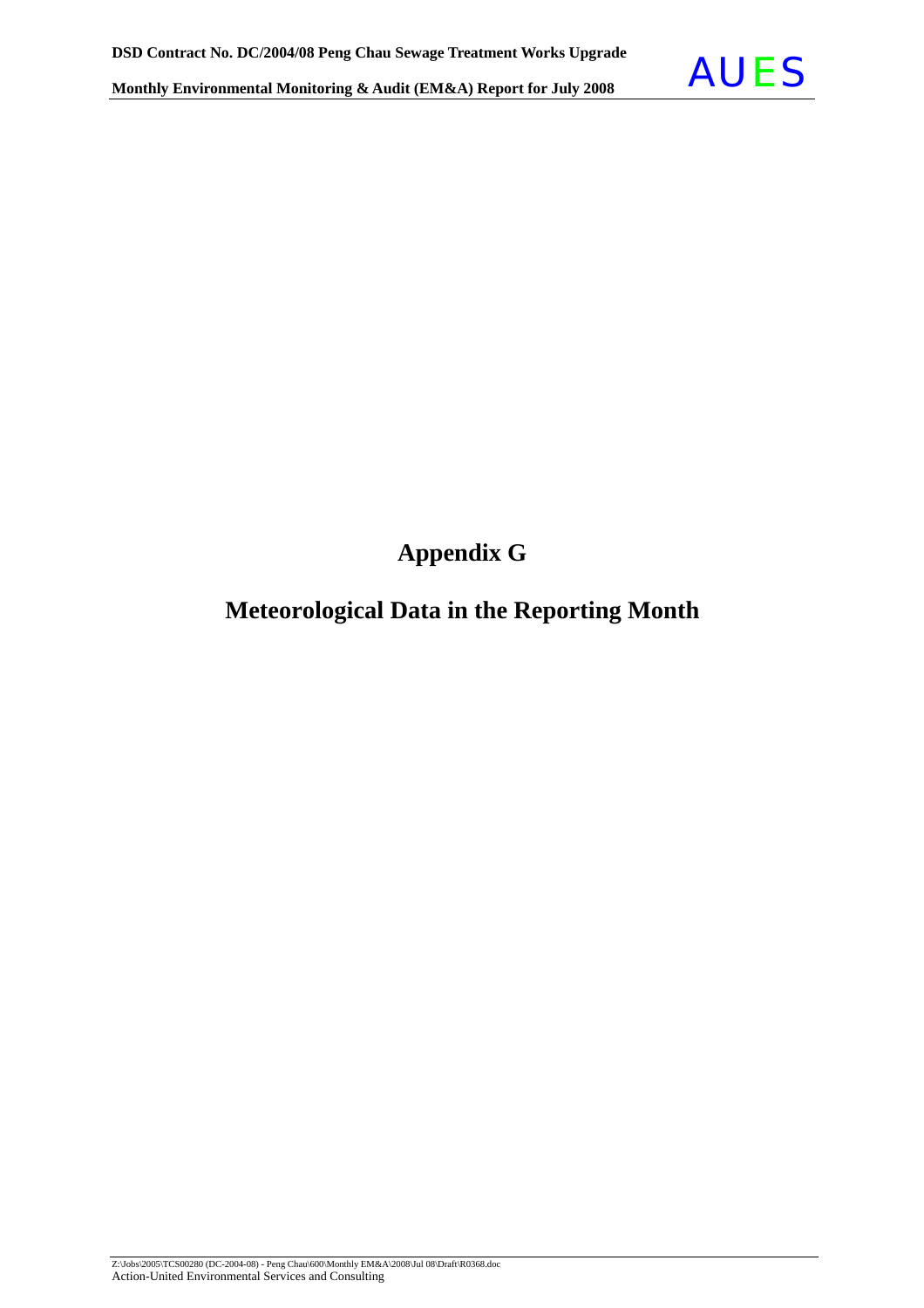# Appendix G

# Meteorological Data in the Reporting Month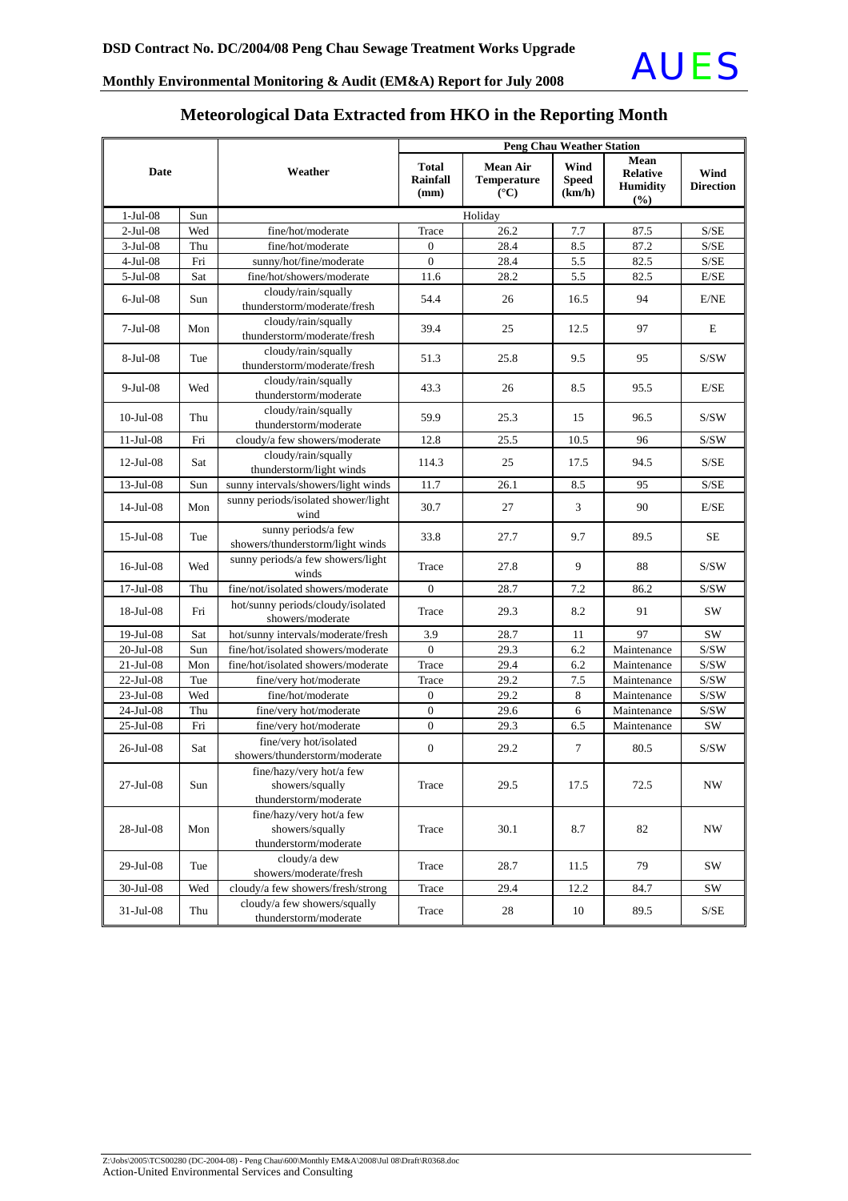## Meteorological Data Extracted from HKO in the Reporting Month

| Date | | Weather | Peng Chau Weather Station | | | | |
|---|---|---|---|---|---|---|---|
| | | | Total Rainfall (mm) | Mean Air Temperature (°C) | Wind Speed (km/h) | Mean Relative Humidity (%) | Wind Direction |
| 1-Jul-08 | Sun | Holiday | | | | | |
| 2-Jul-08 | Wed | fine/hot/moderate | Trace | 26.2 | 7.7 | 87.5 | S/SE |
| 3-Jul-08 | Thu | fine/hot/moderate | 0 | 28.4 | 8.5 | 87.2 | S/SE |
| 4-Jul-08 | Fri | sunny/hot/fine/moderate | 0 | 28.4 | 5.5 | 82.5 | S/SE |
| 5-Jul-08 | Sat | fine/hot/showers/moderate | 11.6 | 28.2 | 5.5 | 82.5 | E/SE |
| 6-Jul-08 | Sun | cloudy/rain/squally thunderstorm/moderate/fresh | 54.4 | 26 | 16.5 | 94 | E/NE |
| 7-Jul-08 | Mon | cloudy/rain/squally thunderstorm/moderate/fresh | 39.4 | 25 | 12.5 | 97 | E |
| 8-Jul-08 | Tue | cloudy/rain/squally thunderstorm/moderate/fresh | 51.3 | 25.8 | 9.5 | 95 | S/SW |
| 9-Jul-08 | Wed | cloudy/rain/squally thunderstorm/moderate | 43.3 | 26 | 8.5 | 95.5 | E/SE |
| 10-Jul-08 | Thu | cloudy/rain/squally thunderstorm/moderate | 59.9 | 25.3 | 15 | 96.5 | S/SW |
| 11-Jul-08 | Fri | cloudy/a few showers/moderate | 12.8 | 25.5 | 10.5 | 96 | S/SW |
| 12-Jul-08 | Sat | cloudy/rain/squally thunderstorm/light winds | 114.3 | 25 | 17.5 | 94.5 | S/SE |
| 13-Jul-08 | Sun | sunny intervals/showers/light winds | 11.7 | 26.1 | 8.5 | 95 | S/SE |
| 14-Jul-08 | Mon | sunny periods/isolated shower/light wind | 30.7 | 27 | 3 | 90 | E/SE |
| 15-Jul-08 | Tue | sunny periods/a few showers/thunderstorm/light winds | 33.8 | 27.7 | 9.7 | 89.5 | SE |
| 16-Jul-08 | Wed | sunny periods/a few showers/light winds | Trace | 27.8 | 9 | 88 | S/SW |
| 17-Jul-08 | Thu | fine/not/isolated showers/moderate | 0 | 28.7 | 7.2 | 86.2 | S/SW |
| 18-Jul-08 | Fri | hot/sunny periods/cloudy/isolated showers/moderate | Trace | 29.3 | 8.2 | 91 | SW |
| 19-Jul-08 | Sat | hot/sunny intervals/moderate/fresh | 3.9 | 28.7 | 11 | 97 | SW |
| 20-Jul-08 | Sun | fine/hot/isolated showers/moderate | 0 | 29.3 | 6.2 | Maintenance | S/SW |
| 21-Jul-08 | Mon | fine/hot/isolated showers/moderate | Trace | 29.4 | 6.2 | Maintenance | S/SW |
| 22-Jul-08 | Tue | fine/very hot/moderate | Trace | 29.2 | 7.5 | Maintenance | S/SW |
| 23-Jul-08 | Wed | fine/hot/moderate | 0 | 29.2 | 8 | Maintenance | S/SW |
| 24-Jul-08 | Thu | fine/very hot/moderate | 0 | 29.6 | 6 | Maintenance | S/SW |
| 25-Jul-08 | Fri | fine/very hot/moderate | 0 | 29.3 | 6.5 | Maintenance | SW |
| 26-Jul-08 | Sat | fine/very hot/isolated showers/thunderstorm/moderate | 0 | 29.2 | 7 | 80.5 | S/SW |
| 27-Jul-08 | Sun | fine/hazy/very hot/a few showers/squally thunderstorm/moderate | Trace | 29.5 | 17.5 | 72.5 | NW |
| 28-Jul-08 | Mon | fine/hazy/very hot/a few showers/squally thunderstorm/moderate | Trace | 30.1 | 8.7 | 82 | NW |
| 29-Jul-08 | Tue | cloudy/a dew showers/moderate/fresh | Trace | 28.7 | 11.5 | 79 | SW |
| 30-Jul-08 | Wed | cloudy/a few showers/fresh/strong | Trace | 29.4 | 12.2 | 84.7 | SW |
| 31-Jul-08 | Thu | cloudy/a few showers/squally thunderstorm/moderate | Trace | 28 | 10 | 89.5 | S/SE |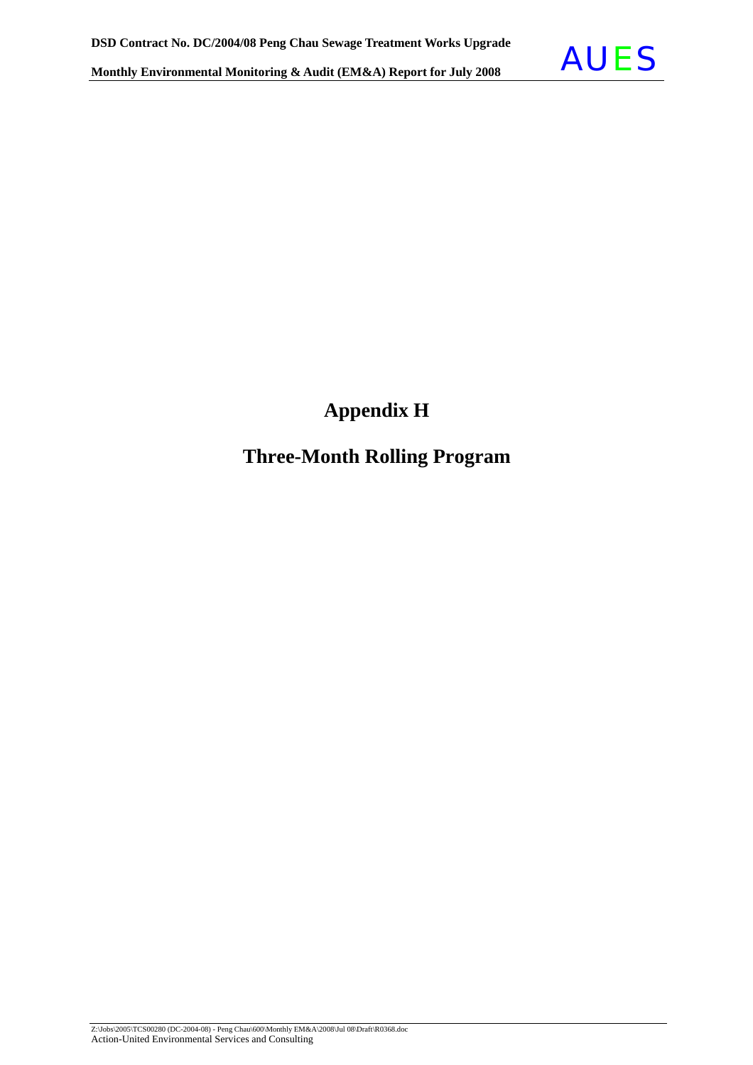# Appendix H

# Three-Month Rolling Program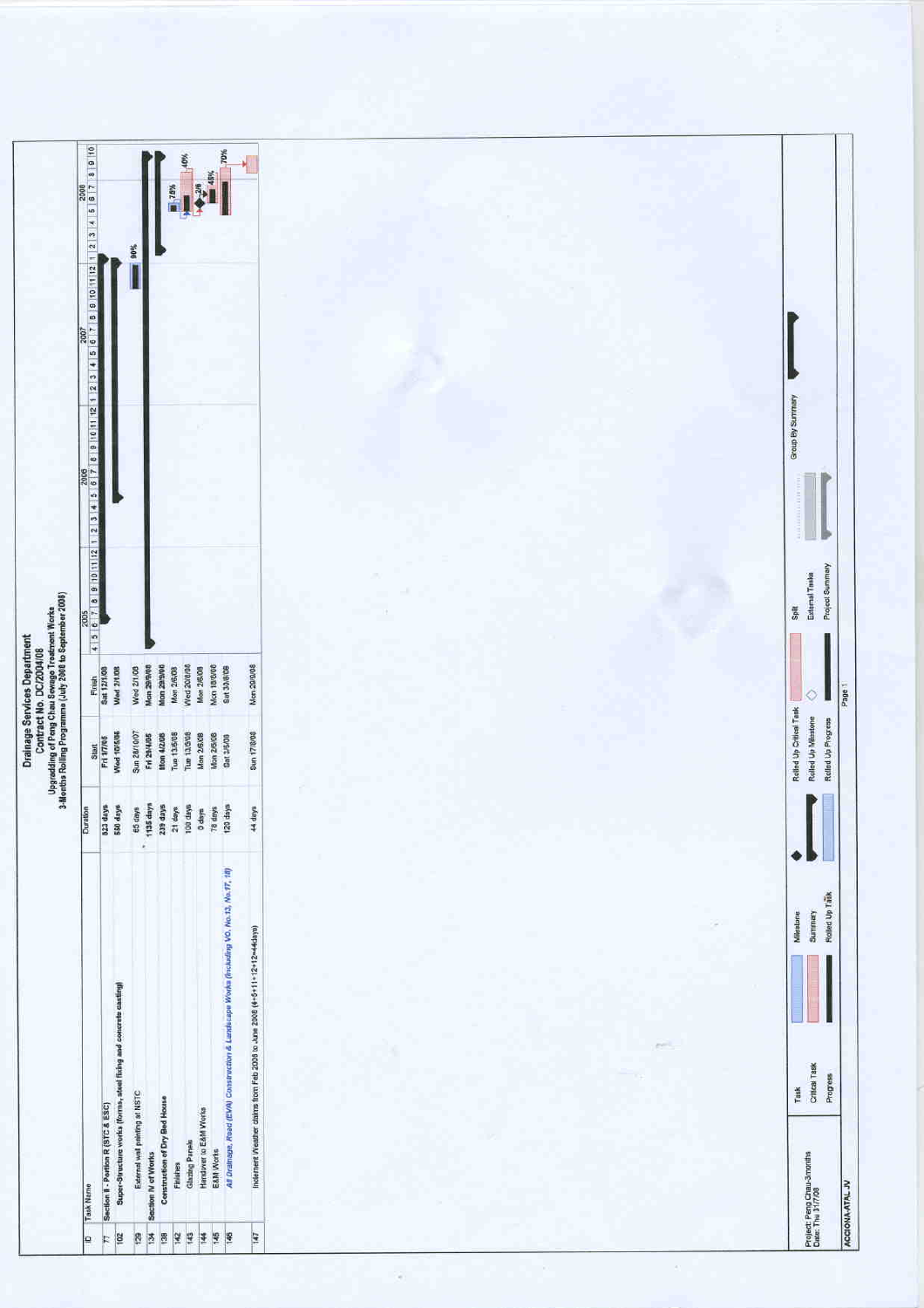# Drainage Services Department

## Contract No. DC/2004/08

### Upgrading of Peng Chau Sewage Treatment Works

### 3-Months Rolling Programme (July 2008 to September 2008)

| ID | Task Name | Duration | Start | Finish |
|---|---|---|---|---|
| 77 | Section II - Portion R (STC & ESC) | 823 days | Fri 1/7/05 | Sat 12/1/08 |
| 102 | Super-Structure works (forms, steel fixing and concrete casting) | 550 days | Wed 10/5/06 | Wed 2/1/08 |
| 129 | External wall painting at NSTC | 65 days | Sun 28/10/07 | Wed 2/1/08 |
| 134 | Section IV of Works | 1135 days | Fri 29/4/05 | Mon 29/9/08 |
| 138 | Construction of Dry Bed House | 239 days | Mon 4/2/08 | Mon 29/9/08 |
| 142 | Finishes | 21 days | Tue 13/5/08 | Mon 2/6/08 |
| 143 | Glazing Panels | 100 days | Tue 13/5/08 | Wed 20/8/08 |
| 144 | Handover to E&M Works | 0 days | Mon 2/6/08 | Mon 2/6/08 |
| 145 | E&M Works | 78 days | Mon 2/6/08 | Mon 18/8/08 |
| 146 | *All Drainage, Road (EVA) Construction & Landscape Works (including VO. No.13, No.17, 18)* | 120 days | Sat 3/5/08 | Sat 30/8/08 |
| 147 | Inclement Weather claims from Feb 2008 to June 2008 (4+5+11+12+12=44days) | 44 days | Sun 17/8/08 | Mon 29/9/08 |

2005 2006 2007 2008

96%

75%

40%

2/6

45%

70%

| | | | | | |
|---|---|---|---|---|---|
| Project: Peng Chau-3months Date: Thu 3/7/08 | Task | Milestone | Rolled Up Critical Task | Split | Group By Summary |
| | Critical Task | Summary | Rolled Up Milestone | External Tasks | |
| | Progress | Rolled Up Task | Rolled Up Progress | Project Summary | |

ACCIONA-ATAL JV